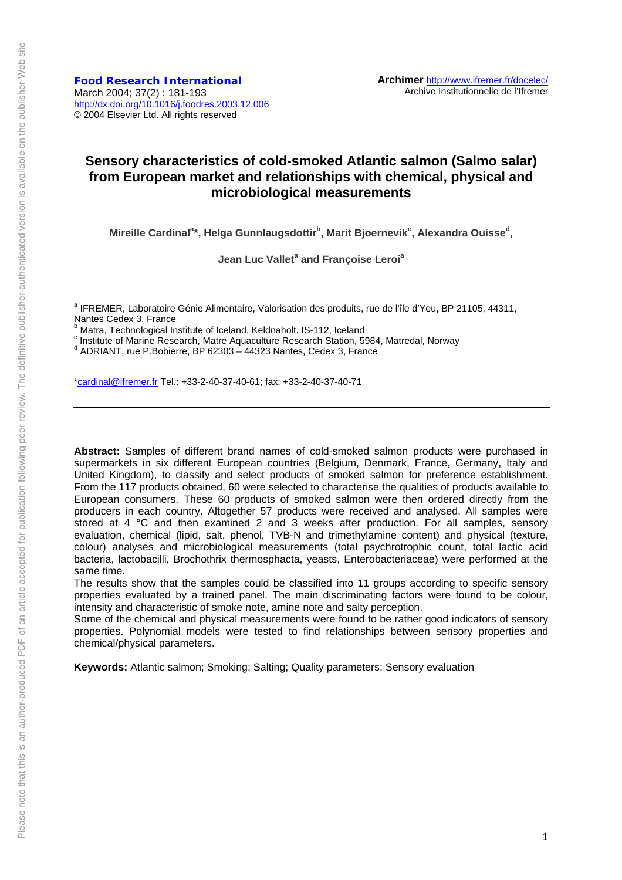**Food Research International**
March 2004; 37(2) : 181-193
http://dx.doi.org/10.1016/j.foodres.2003.12.006
© 2004 Elsevier Ltd. All rights reserved

**Archimer** http://www.ifremer.fr/docelec/
Archive Institutionnelle de l'Ifremer

# Sensory characteristics of cold-smoked Atlantic salmon (Salmo salar) from European market and relationships with chemical, physical and microbiological measurements

**Mireille Cardinal[a]*, Helga Gunnlaugsdottir[b], Marit Bjoernevik[c], Alexandra Ouisse[d], Jean Luc Vallet[a] and Françoise Leroi[a]**

[a] IFREMER, Laboratoire Génie Alimentaire, Valorisation des produits, rue de l'île d'Yeu, BP 21105, 44311, Nantes Cedex 3, France
[b] Matra, Technological Institute of Iceland, Keldnaholt, IS-112, Iceland
[c] Institute of Marine Research, Matre Aquaculture Research Station, 5984, Matredal, Norway
[d] ADRIANT, rue P.Bobierre, BP 62303 – 44323 Nantes, Cedex 3, France

*cardinal@ifremer.fr Tel.: +33-2-40-37-40-61; fax: +33-2-40-37-40-71

**Abstract:** Samples of different brand names of cold-smoked salmon products were purchased in supermarkets in six different European countries (Belgium, Denmark, France, Germany, Italy and United Kingdom), to classify and select products of smoked salmon for preference establishment. From the 117 products obtained, 60 were selected to characterise the qualities of products available to European consumers. These 60 products of smoked salmon were then ordered directly from the producers in each country. Altogether 57 products were received and analysed. All samples were stored at 4 °C and then examined 2 and 3 weeks after production. For all samples, sensory evaluation, chemical (lipid, salt, phenol, TVB-N and trimethylamine content) and physical (texture, colour) analyses and microbiological measurements (total psychrotrophic count, total lactic acid bacteria, lactobacilli, Brochothrix thermosphacta, yeasts, Enterobacteriaceae) were performed at the same time.

The results show that the samples could be classified into 11 groups according to specific sensory properties evaluated by a trained panel. The main discriminating factors were found to be colour, intensity and characteristic of smoke note, amine note and salty perception.

Some of the chemical and physical measurements were found to be rather good indicators of sensory properties. Polynomial models were tested to find relationships between sensory properties and chemical/physical parameters.

**Keywords:** Atlantic salmon; Smoking; Salting; Quality parameters; Sensory evaluation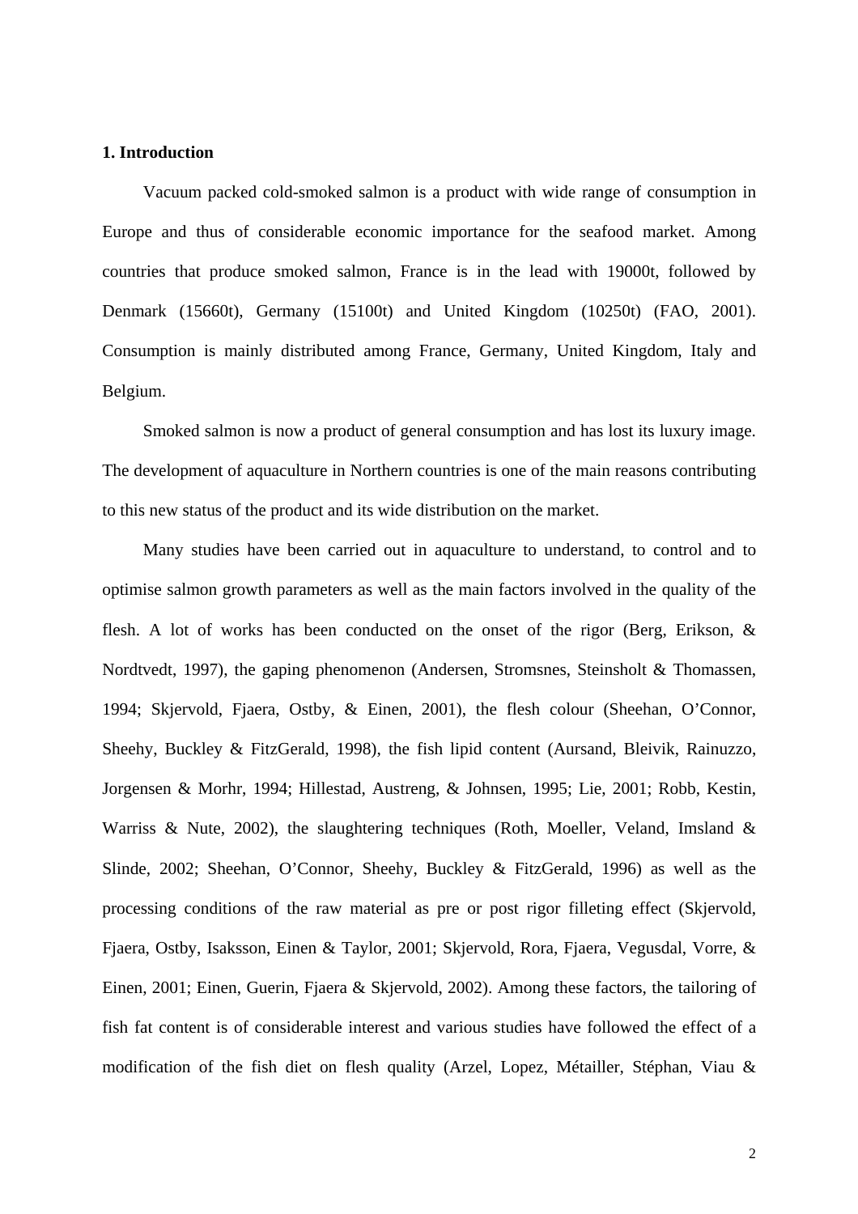## 1. Introduction

Vacuum packed cold-smoked salmon is a product with wide range of consumption in Europe and thus of considerable economic importance for the seafood market. Among countries that produce smoked salmon, France is in the lead with 19000t, followed by Denmark (15660t), Germany (15100t) and United Kingdom (10250t) (FAO, 2001). Consumption is mainly distributed among France, Germany, United Kingdom, Italy and Belgium.

Smoked salmon is now a product of general consumption and has lost its luxury image. The development of aquaculture in Northern countries is one of the main reasons contributing to this new status of the product and its wide distribution on the market.

Many studies have been carried out in aquaculture to understand, to control and to optimise salmon growth parameters as well as the main factors involved in the quality of the flesh. A lot of works has been conducted on the onset of the rigor (Berg, Erikson, & Nordtvedt, 1997), the gaping phenomenon (Andersen, Stromsnes, Steinsholt & Thomassen, 1994; Skjervold, Fjaera, Ostby, & Einen, 2001), the flesh colour (Sheehan, O'Connor, Sheehy, Buckley & FitzGerald, 1998), the fish lipid content (Aursand, Bleivik, Rainuzzo, Jorgensen & Morhr, 1994; Hillestad, Austreng, & Johnsen, 1995; Lie, 2001; Robb, Kestin, Warriss & Nute, 2002), the slaughtering techniques (Roth, Moeller, Veland, Imsland & Slinde, 2002; Sheehan, O'Connor, Sheehy, Buckley & FitzGerald, 1996) as well as the processing conditions of the raw material as pre or post rigor filleting effect (Skjervold, Fjaera, Ostby, Isaksson, Einen & Taylor, 2001; Skjervold, Rora, Fjaera, Vegusdal, Vorre, & Einen, 2001; Einen, Guerin, Fjaera & Skjervold, 2002). Among these factors, the tailoring of fish fat content is of considerable interest and various studies have followed the effect of a modification of the fish diet on flesh quality (Arzel, Lopez, Métailler, Stéphan, Viau &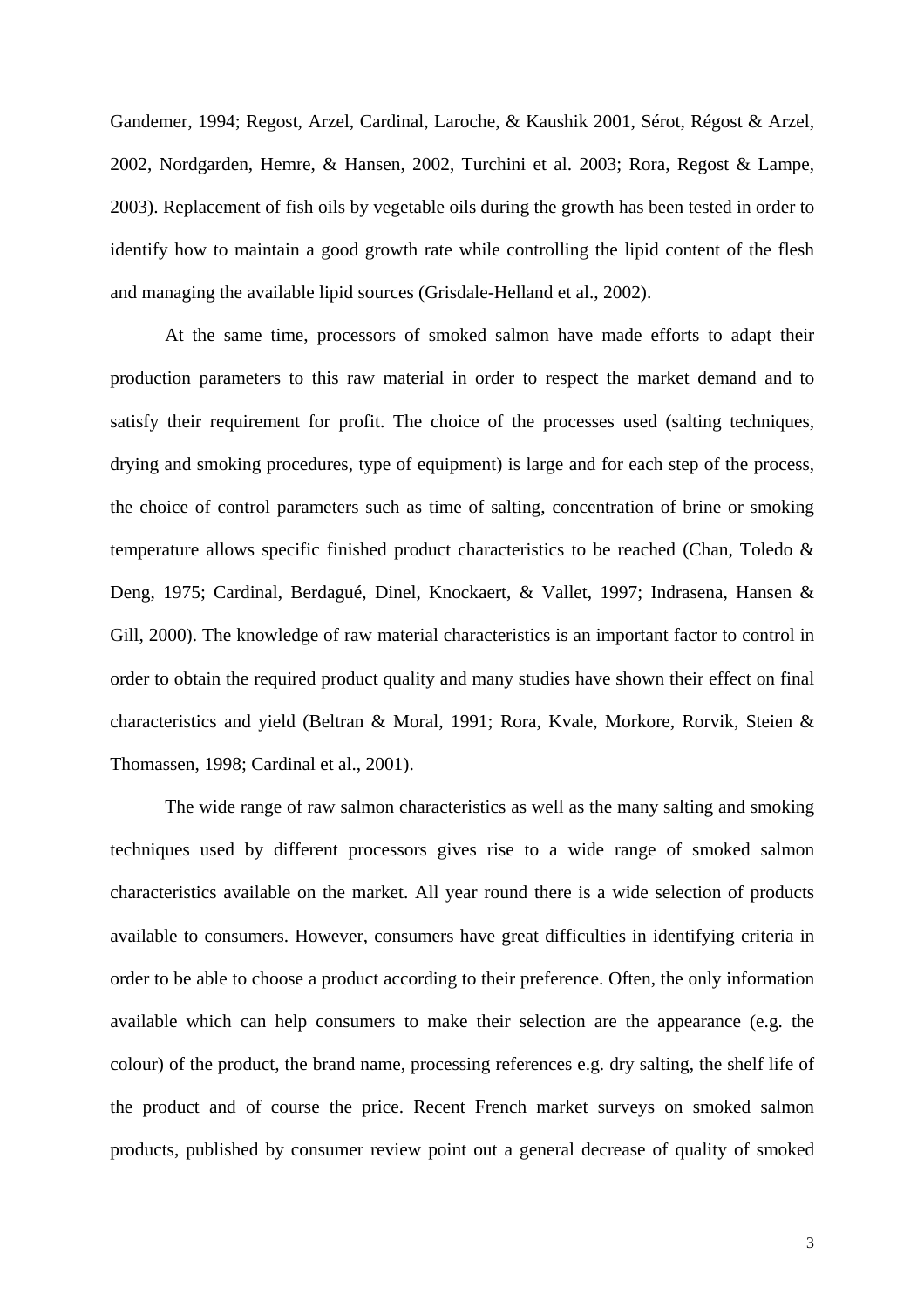Gandemer, 1994; Regost, Arzel, Cardinal, Laroche, & Kaushik 2001, Sérot, Régost & Arzel, 2002, Nordgarden, Hemre, & Hansen, 2002, Turchini et al. 2003; Rora, Regost & Lampe, 2003). Replacement of fish oils by vegetable oils during the growth has been tested in order to identify how to maintain a good growth rate while controlling the lipid content of the flesh and managing the available lipid sources (Grisdale-Helland et al., 2002).

At the same time, processors of smoked salmon have made efforts to adapt their production parameters to this raw material in order to respect the market demand and to satisfy their requirement for profit. The choice of the processes used (salting techniques, drying and smoking procedures, type of equipment) is large and for each step of the process, the choice of control parameters such as time of salting, concentration of brine or smoking temperature allows specific finished product characteristics to be reached (Chan, Toledo & Deng, 1975; Cardinal, Berdagué, Dinel, Knockaert, & Vallet, 1997; Indrasena, Hansen & Gill, 2000). The knowledge of raw material characteristics is an important factor to control in order to obtain the required product quality and many studies have shown their effect on final characteristics and yield (Beltran & Moral, 1991; Rora, Kvale, Morkore, Rorvik, Steien & Thomassen, 1998; Cardinal et al., 2001).

The wide range of raw salmon characteristics as well as the many salting and smoking techniques used by different processors gives rise to a wide range of smoked salmon characteristics available on the market. All year round there is a wide selection of products available to consumers. However, consumers have great difficulties in identifying criteria in order to be able to choose a product according to their preference. Often, the only information available which can help consumers to make their selection are the appearance (e.g. the colour) of the product, the brand name, processing references e.g. dry salting, the shelf life of the product and of course the price. Recent French market surveys on smoked salmon products, published by consumer review point out a general decrease of quality of smoked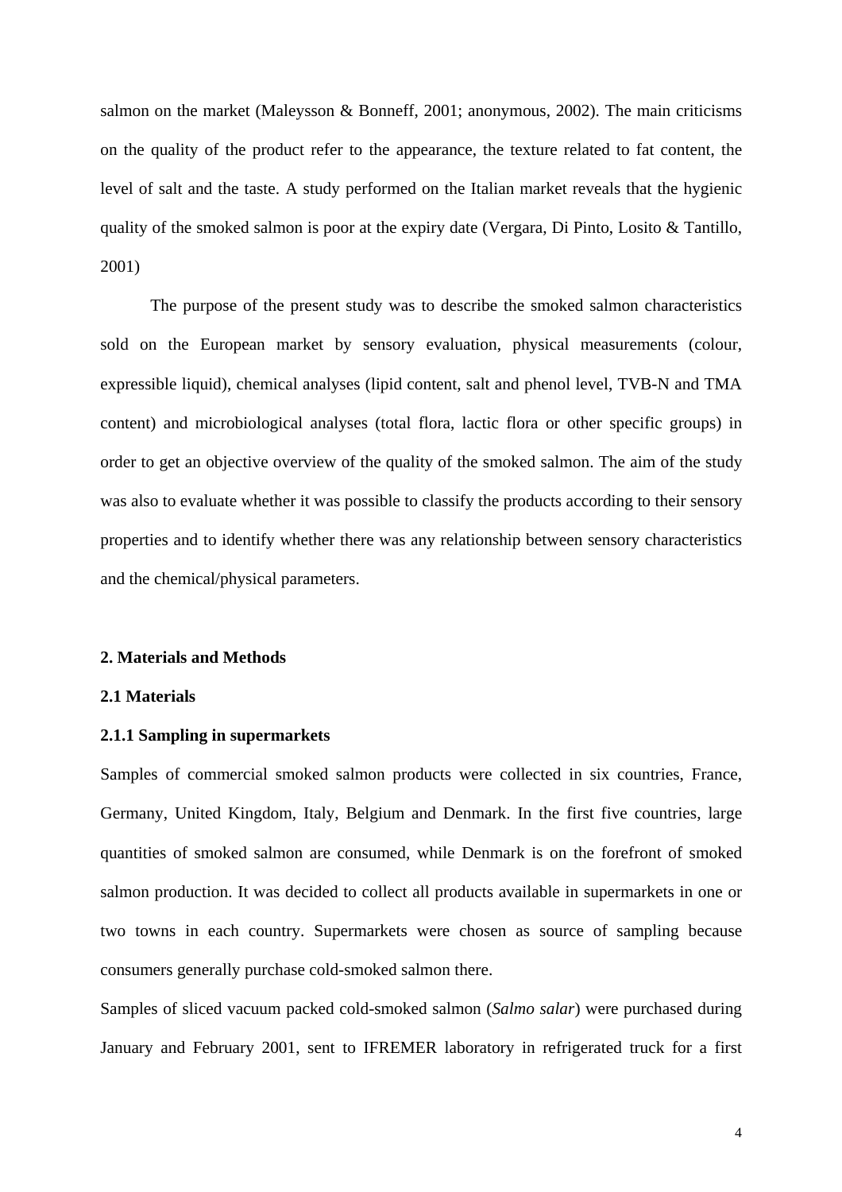salmon on the market (Maleysson & Bonneff, 2001; anonymous, 2002). The main criticisms on the quality of the product refer to the appearance, the texture related to fat content, the level of salt and the taste. A study performed on the Italian market reveals that the hygienic quality of the smoked salmon is poor at the expiry date (Vergara, Di Pinto, Losito & Tantillo, 2001)

The purpose of the present study was to describe the smoked salmon characteristics sold on the European market by sensory evaluation, physical measurements (colour, expressible liquid), chemical analyses (lipid content, salt and phenol level, TVB-N and TMA content) and microbiological analyses (total flora, lactic flora or other specific groups) in order to get an objective overview of the quality of the smoked salmon. The aim of the study was also to evaluate whether it was possible to classify the products according to their sensory properties and to identify whether there was any relationship between sensory characteristics and the chemical/physical parameters.

## 2. Materials and Methods

### 2.1 Materials

#### 2.1.1 Sampling in supermarkets

Samples of commercial smoked salmon products were collected in six countries, France, Germany, United Kingdom, Italy, Belgium and Denmark. In the first five countries, large quantities of smoked salmon are consumed, while Denmark is on the forefront of smoked salmon production. It was decided to collect all products available in supermarkets in one or two towns in each country. Supermarkets were chosen as source of sampling because consumers generally purchase cold-smoked salmon there.

Samples of sliced vacuum packed cold-smoked salmon (*Salmo salar*) were purchased during January and February 2001, sent to IFREMER laboratory in refrigerated truck for a first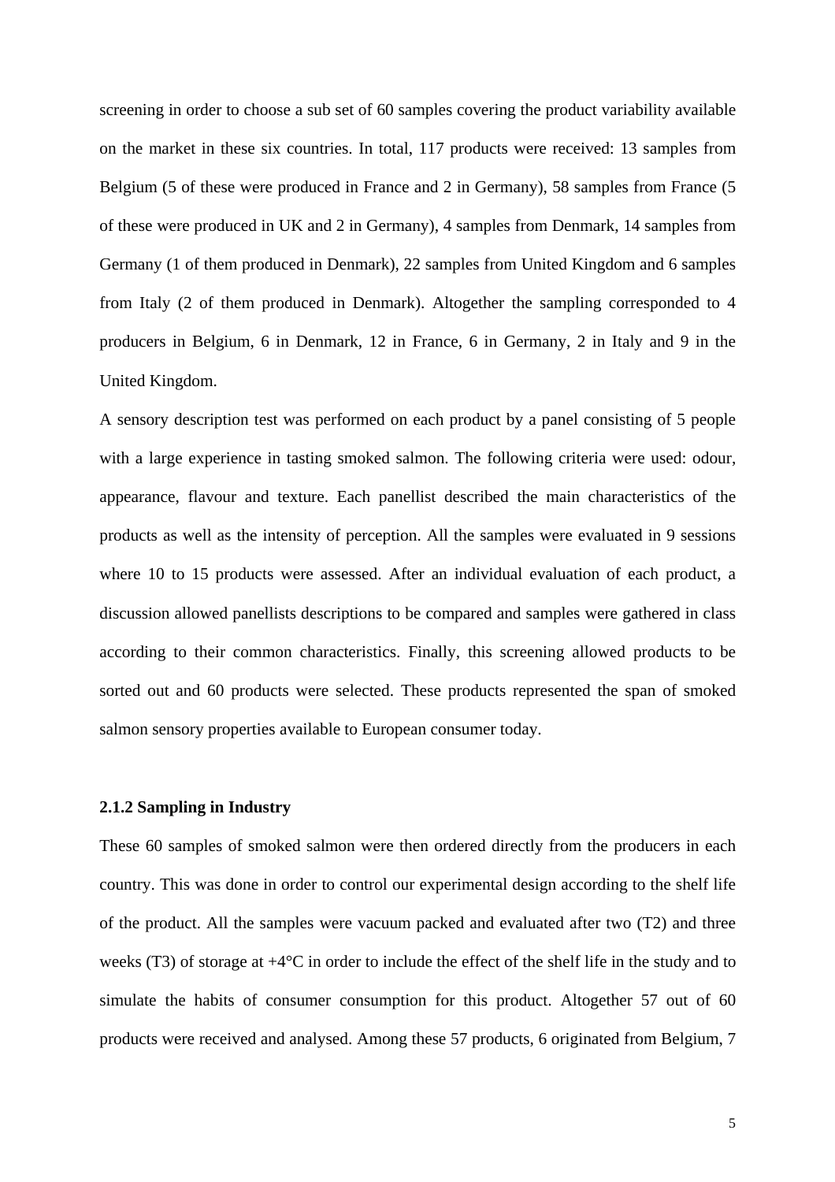screening in order to choose a sub set of 60 samples covering the product variability available on the market in these six countries. In total, 117 products were received: 13 samples from Belgium (5 of these were produced in France and 2 in Germany), 58 samples from France (5 of these were produced in UK and 2 in Germany), 4 samples from Denmark, 14 samples from Germany (1 of them produced in Denmark), 22 samples from United Kingdom and 6 samples from Italy (2 of them produced in Denmark). Altogether the sampling corresponded to 4 producers in Belgium, 6 in Denmark, 12 in France, 6 in Germany, 2 in Italy and 9 in the United Kingdom.

A sensory description test was performed on each product by a panel consisting of 5 people with a large experience in tasting smoked salmon. The following criteria were used: odour, appearance, flavour and texture. Each panellist described the main characteristics of the products as well as the intensity of perception. All the samples were evaluated in 9 sessions where 10 to 15 products were assessed. After an individual evaluation of each product, a discussion allowed panellists descriptions to be compared and samples were gathered in class according to their common characteristics. Finally, this screening allowed products to be sorted out and 60 products were selected. These products represented the span of smoked salmon sensory properties available to European consumer today.

#### 2.1.2 Sampling in Industry

These 60 samples of smoked salmon were then ordered directly from the producers in each country. This was done in order to control our experimental design according to the shelf life of the product. All the samples were vacuum packed and evaluated after two (T2) and three weeks (T3) of storage at +4°C in order to include the effect of the shelf life in the study and to simulate the habits of consumer consumption for this product. Altogether 57 out of 60 products were received and analysed. Among these 57 products, 6 originated from Belgium, 7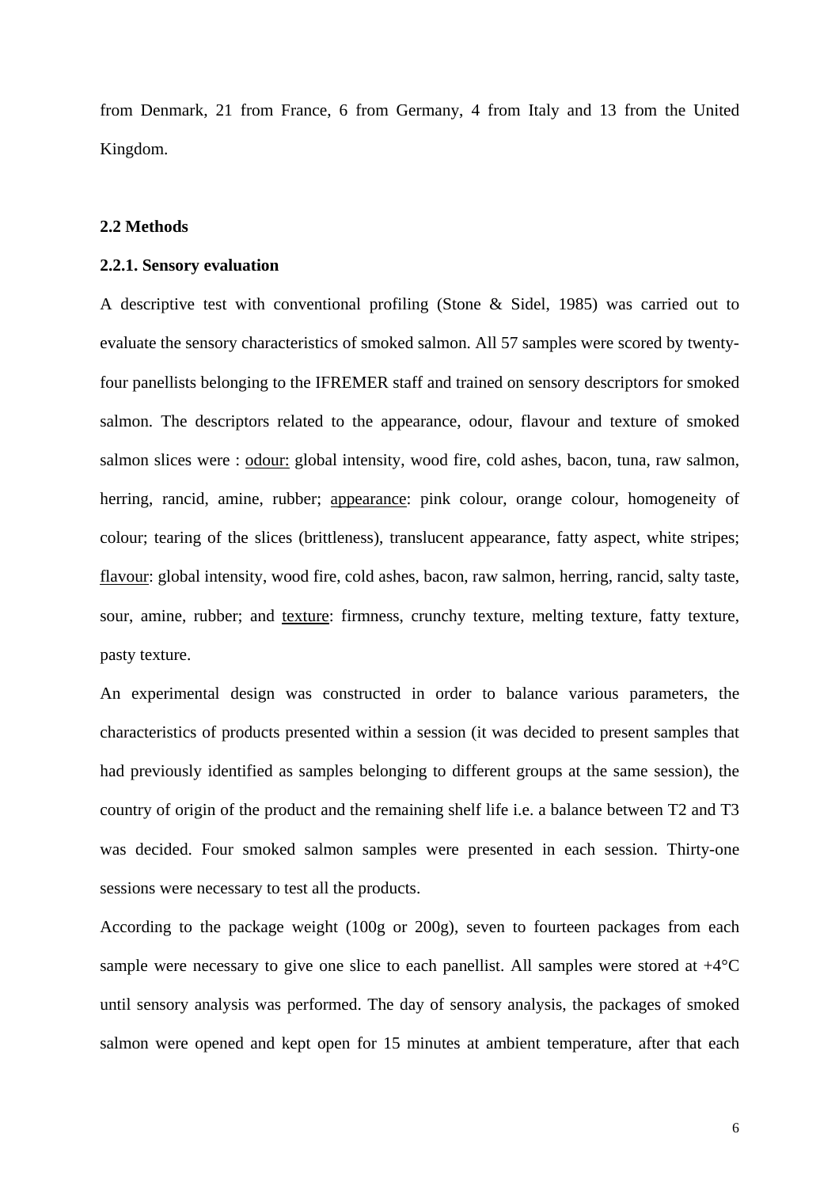from Denmark, 21 from France, 6 from Germany, 4 from Italy and 13 from the United Kingdom.

**2.2 Methods**

**2.2.1. Sensory evaluation**

A descriptive test with conventional profiling (Stone & Sidel, 1985) was carried out to evaluate the sensory characteristics of smoked salmon. All 57 samples were scored by twenty-four panellists belonging to the IFREMER staff and trained on sensory descriptors for smoked salmon. The descriptors related to the appearance, odour, flavour and texture of smoked salmon slices were : <u>odour:</u> global intensity, wood fire, cold ashes, bacon, tuna, raw salmon, herring, rancid, amine, rubber; <u>appearance</u>: pink colour, orange colour, homogeneity of colour; tearing of the slices (brittleness), translucent appearance, fatty aspect, white stripes; <u>flavour</u>: global intensity, wood fire, cold ashes, bacon, raw salmon, herring, rancid, salty taste, sour, amine, rubber; and <u>texture</u>: firmness, crunchy texture, melting texture, fatty texture, pasty texture.

An experimental design was constructed in order to balance various parameters, the characteristics of products presented within a session (it was decided to present samples that had previously identified as samples belonging to different groups at the same session), the country of origin of the product and the remaining shelf life i.e. a balance between T2 and T3 was decided. Four smoked salmon samples were presented in each session. Thirty-one sessions were necessary to test all the products.

According to the package weight (100g or 200g), seven to fourteen packages from each sample were necessary to give one slice to each panellist. All samples were stored at +4°C until sensory analysis was performed. The day of sensory analysis, the packages of smoked salmon were opened and kept open for 15 minutes at ambient temperature, after that each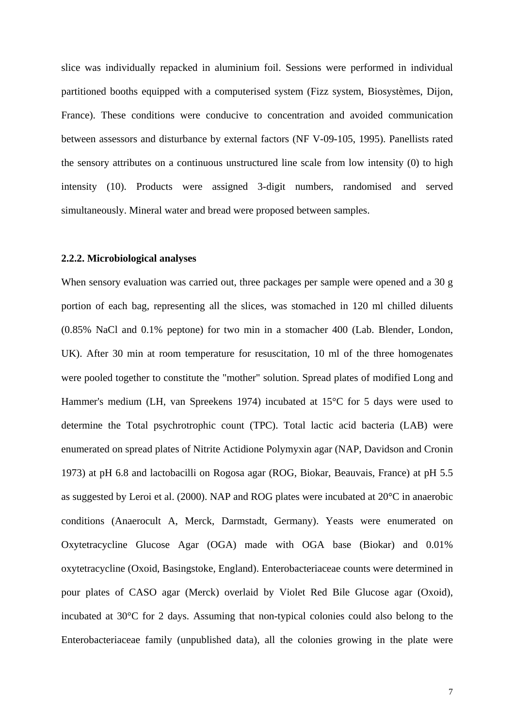slice was individually repacked in aluminium foil. Sessions were performed in individual partitioned booths equipped with a computerised system (Fizz system, Biosystèmes, Dijon, France). These conditions were conducive to concentration and avoided communication between assessors and disturbance by external factors (NF V-09-105, 1995). Panellists rated the sensory attributes on a continuous unstructured line scale from low intensity (0) to high intensity (10). Products were assigned 3-digit numbers, randomised and served simultaneously. Mineral water and bread were proposed between samples.

### 2.2.2. Microbiological analyses

When sensory evaluation was carried out, three packages per sample were opened and a 30 g portion of each bag, representing all the slices, was stomached in 120 ml chilled diluents (0.85% NaCl and 0.1% peptone) for two min in a stomacher 400 (Lab. Blender, London, UK). After 30 min at room temperature for resuscitation, 10 ml of the three homogenates were pooled together to constitute the "mother" solution. Spread plates of modified Long and Hammer's medium (LH, van Spreekens 1974) incubated at 15°C for 5 days were used to determine the Total psychrotrophic count (TPC). Total lactic acid bacteria (LAB) were enumerated on spread plates of Nitrite Actidione Polymyxin agar (NAP, Davidson and Cronin 1973) at pH 6.8 and lactobacilli on Rogosa agar (ROG, Biokar, Beauvais, France) at pH 5.5 as suggested by Leroi et al. (2000). NAP and ROG plates were incubated at 20°C in anaerobic conditions (Anaerocult A, Merck, Darmstadt, Germany). Yeasts were enumerated on Oxytetracycline Glucose Agar (OGA) made with OGA base (Biokar) and 0.01% oxytetracycline (Oxoid, Basingstoke, England). Enterobacteriaceae counts were determined in pour plates of CASO agar (Merck) overlaid by Violet Red Bile Glucose agar (Oxoid), incubated at 30°C for 2 days. Assuming that non-typical colonies could also belong to the Enterobacteriaceae family (unpublished data), all the colonies growing in the plate were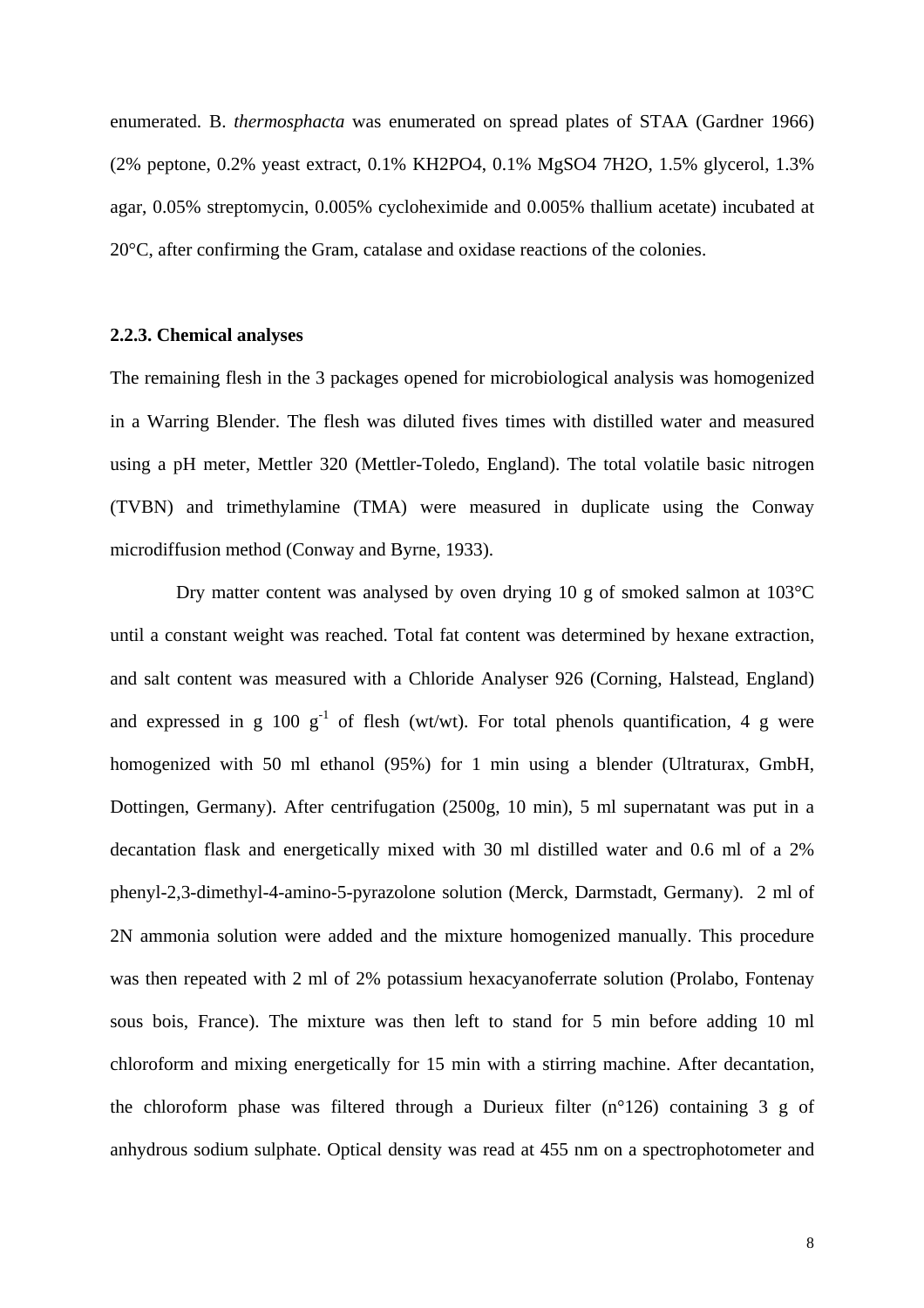enumerated. B. *thermosphacta* was enumerated on spread plates of STAA (Gardner 1966) (2% peptone, 0.2% yeast extract, 0.1% $KH_2PO_4$, 0.1% $MgSO_4$ $7H_2O$, 1.5% glycerol, 1.3% agar, 0.05% streptomycin, 0.005% cycloheximide and 0.005% thallium acetate) incubated at 20°C, after confirming the Gram, catalase and oxidase reactions of the colonies.

### 2.2.3. Chemical analyses

The remaining flesh in the 3 packages opened for microbiological analysis was homogenized in a Warring Blender. The flesh was diluted fives times with distilled water and measured using a pH meter, Mettler 320 (Mettler-Toledo, England). The total volatile basic nitrogen (TVBN) and trimethylamine (TMA) were measured in duplicate using the Conway microdiffusion method (Conway and Byrne, 1933).

Dry matter content was analysed by oven drying 10 g of smoked salmon at 103°C until a constant weight was reached. Total fat content was determined by hexane extraction, and salt content was measured with a Chloride Analyser 926 (Corning, Halstead, England) and expressed in g 100 $g^{-1}$ of flesh (wt/wt). For total phenols quantification, 4 g were homogenized with 50 ml ethanol (95%) for 1 min using a blender (Ultraturax, GmbH, Dottingen, Germany). After centrifugation (2500g, 10 min), 5 ml supernatant was put in a decantation flask and energetically mixed with 30 ml distilled water and 0.6 ml of a 2% phenyl-2,3-dimethyl-4-amino-5-pyrazolone solution (Merck, Darmstadt, Germany). 2 ml of 2N ammonia solution were added and the mixture homogenized manually. This procedure was then repeated with 2 ml of 2% potassium hexacyanoferrate solution (Prolabo, Fontenay sous bois, France). The mixture was then left to stand for 5 min before adding 10 ml chloroform and mixing energetically for 15 min with a stirring machine. After decantation, the chloroform phase was filtered through a Durieux filter (n°126) containing 3 g of anhydrous sodium sulphate. Optical density was read at 455 nm on a spectrophotometer and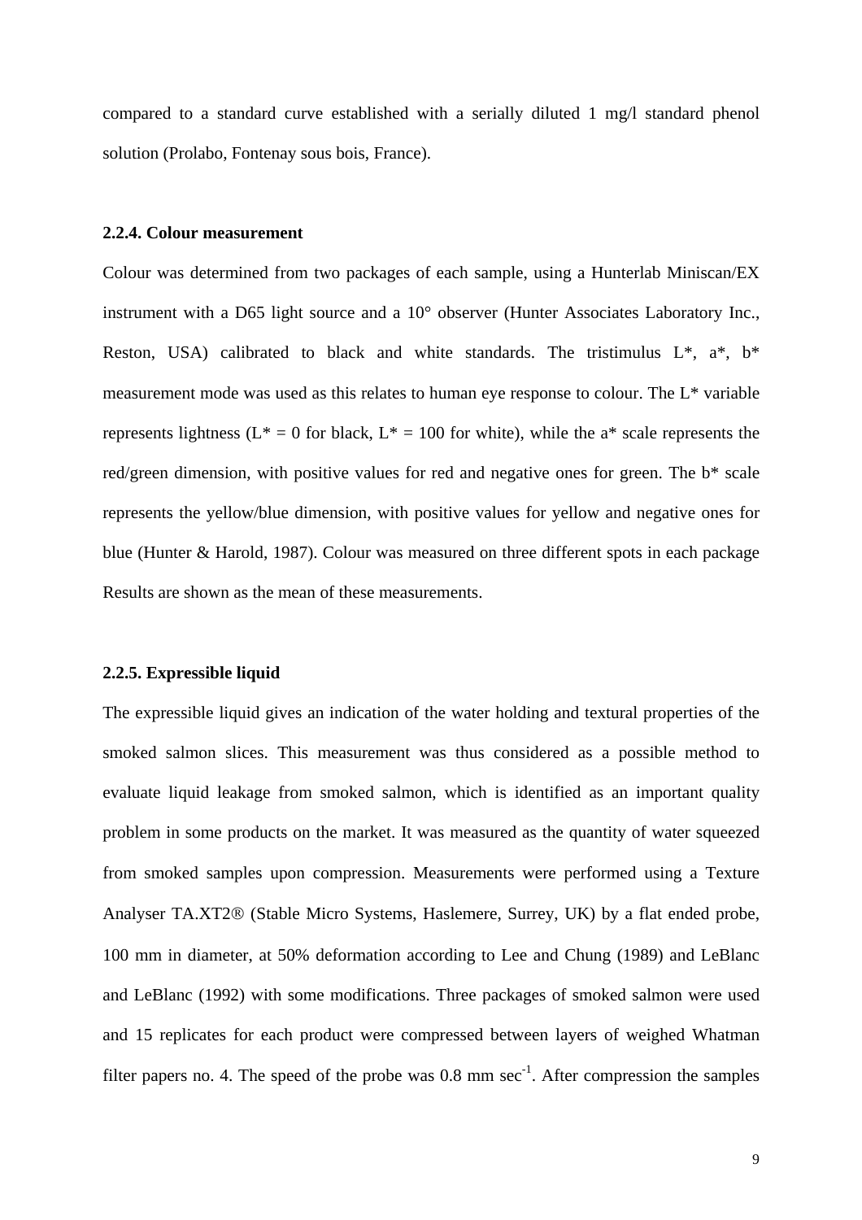compared to a standard curve established with a serially diluted 1 mg/l standard phenol solution (Prolabo, Fontenay sous bois, France).

### 2.2.4. Colour measurement

Colour was determined from two packages of each sample, using a Hunterlab Miniscan/EX instrument with a D65 light source and a 10° observer (Hunter Associates Laboratory Inc., Reston, USA) calibrated to black and white standards. The tristimulus L*, a*, b* measurement mode was used as this relates to human eye response to colour. The L* variable represents lightness (L* = 0 for black, L* = 100 for white), while the a* scale represents the red/green dimension, with positive values for red and negative ones for green. The b* scale represents the yellow/blue dimension, with positive values for yellow and negative ones for blue (Hunter & Harold, 1987). Colour was measured on three different spots in each package Results are shown as the mean of these measurements.

### 2.2.5. Expressible liquid

The expressible liquid gives an indication of the water holding and textural properties of the smoked salmon slices. This measurement was thus considered as a possible method to evaluate liquid leakage from smoked salmon, which is identified as an important quality problem in some products on the market. It was measured as the quantity of water squeezed from smoked samples upon compression. Measurements were performed using a Texture Analyser TA.XT2® (Stable Micro Systems, Haslemere, Surrey, UK) by a flat ended probe, 100 mm in diameter, at 50% deformation according to Lee and Chung (1989) and LeBlanc and LeBlanc (1992) with some modifications. Three packages of smoked salmon were used and 15 replicates for each product were compressed between layers of weighed Whatman filter papers no. 4. The speed of the probe was 0.8 mm $sec^{-1}$. After compression the samples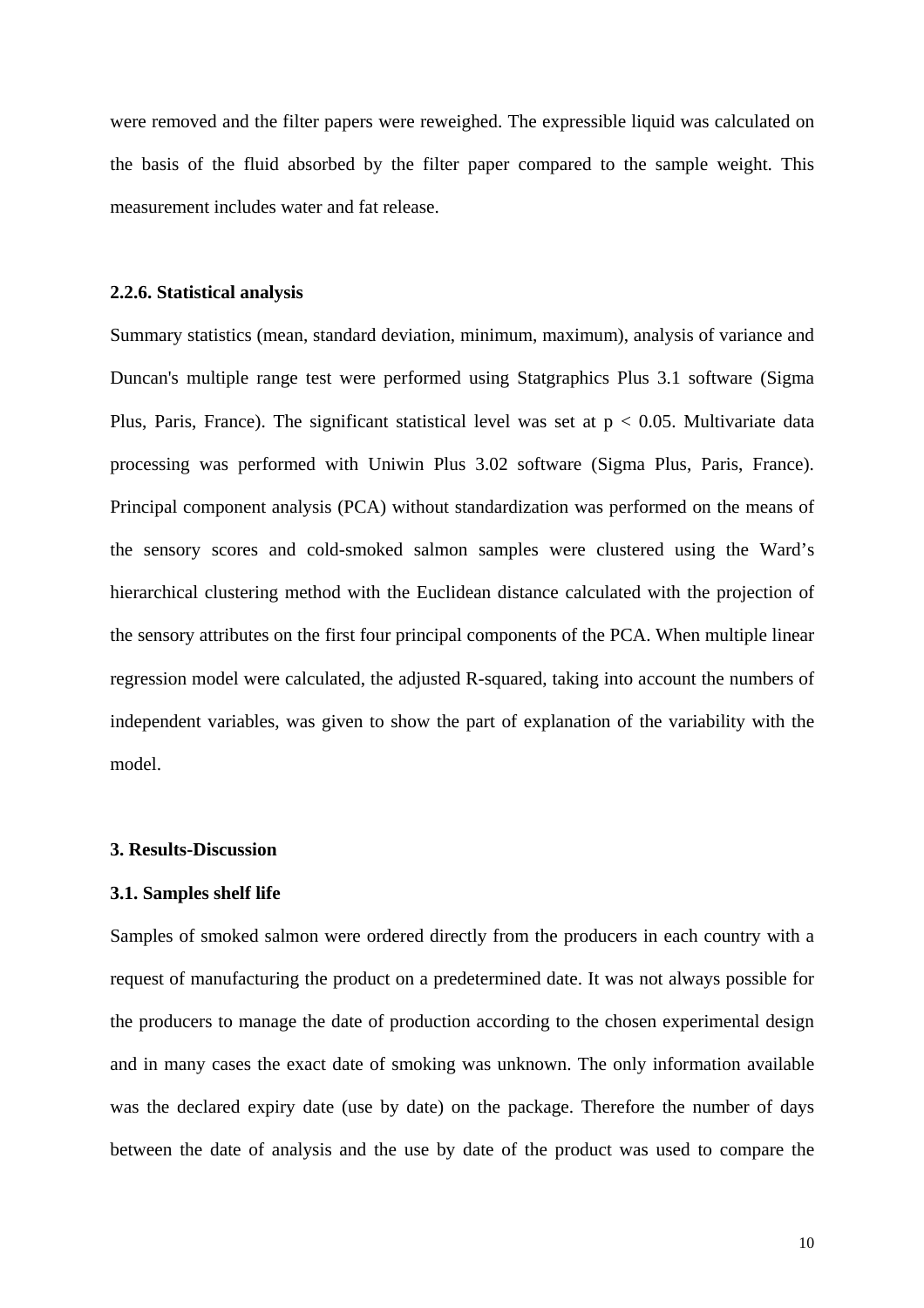were removed and the filter papers were reweighed. The expressible liquid was calculated on the basis of the fluid absorbed by the filter paper compared to the sample weight. This measurement includes water and fat release.

### 2.2.6. Statistical analysis

Summary statistics (mean, standard deviation, minimum, maximum), analysis of variance and Duncan's multiple range test were performed using Statgraphics Plus 3.1 software (Sigma Plus, Paris, France). The significant statistical level was set at $p < 0.05$. Multivariate data processing was performed with Uniwin Plus 3.02 software (Sigma Plus, Paris, France). Principal component analysis (PCA) without standardization was performed on the means of the sensory scores and cold-smoked salmon samples were clustered using the Ward's hierarchical clustering method with the Euclidean distance calculated with the projection of the sensory attributes on the first four principal components of the PCA. When multiple linear regression model were calculated, the adjusted R-squared, taking into account the numbers of independent variables, was given to show the part of explanation of the variability with the model.

## 3. Results-Discussion

### 3.1. Samples shelf life

Samples of smoked salmon were ordered directly from the producers in each country with a request of manufacturing the product on a predetermined date. It was not always possible for the producers to manage the date of production according to the chosen experimental design and in many cases the exact date of smoking was unknown. The only information available was the declared expiry date (use by date) on the package. Therefore the number of days between the date of analysis and the use by date of the product was used to compare the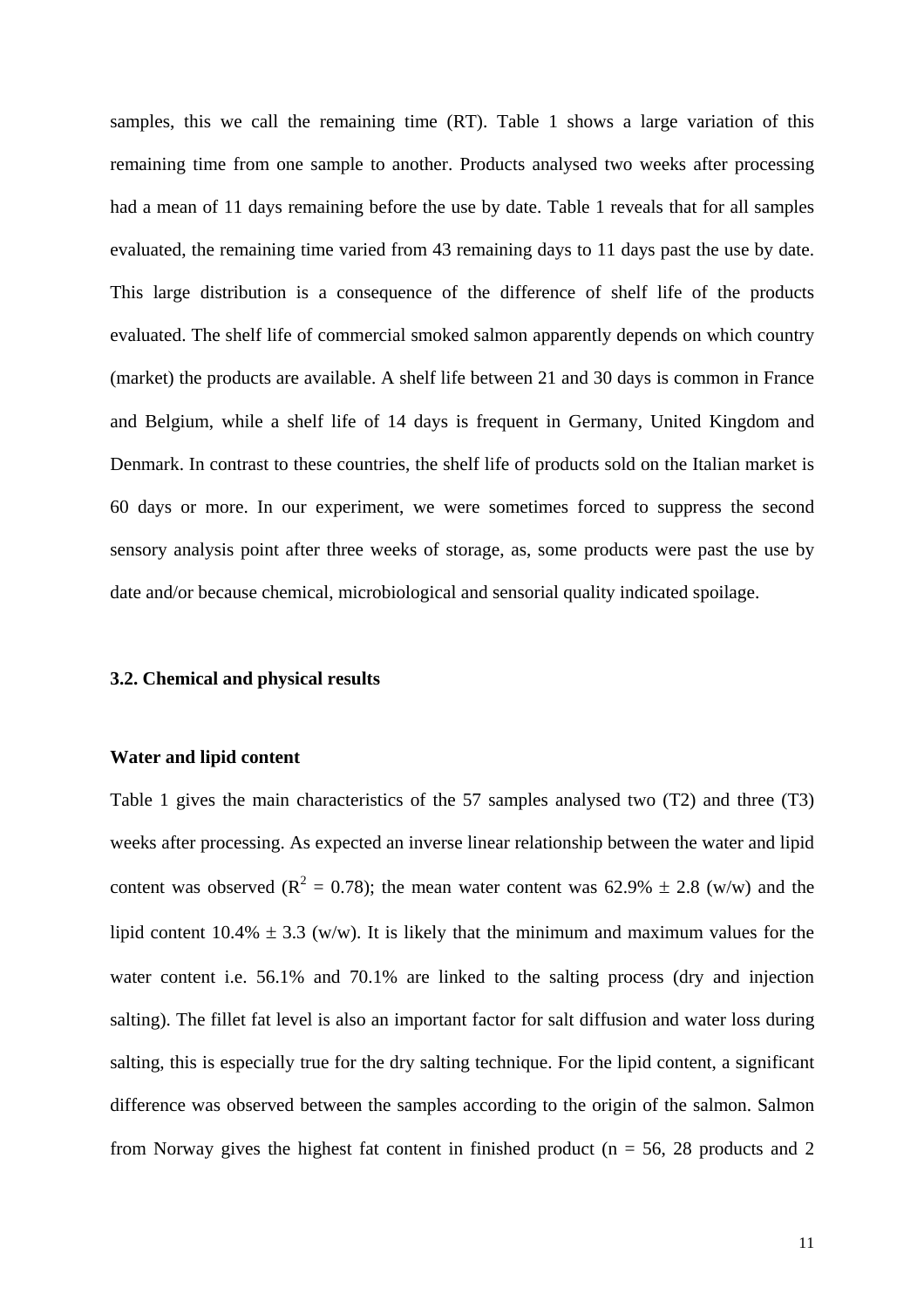samples, this we call the remaining time (RT). Table 1 shows a large variation of this remaining time from one sample to another. Products analysed two weeks after processing had a mean of 11 days remaining before the use by date. Table 1 reveals that for all samples evaluated, the remaining time varied from 43 remaining days to 11 days past the use by date. This large distribution is a consequence of the difference of shelf life of the products evaluated. The shelf life of commercial smoked salmon apparently depends on which country (market) the products are available. A shelf life between 21 and 30 days is common in France and Belgium, while a shelf life of 14 days is frequent in Germany, United Kingdom and Denmark. In contrast to these countries, the shelf life of products sold on the Italian market is 60 days or more. In our experiment, we were sometimes forced to suppress the second sensory analysis point after three weeks of storage, as, some products were past the use by date and/or because chemical, microbiological and sensorial quality indicated spoilage.

### 3.2. Chemical and physical results

**Water and lipid content**

Table 1 gives the main characteristics of the 57 samples analysed two (T2) and three (T3) weeks after processing. As expected an inverse linear relationship between the water and lipid content was observed ($R^2 = 0.78$); the mean water content was 62.9% ± 2.8 (w/w) and the lipid content 10.4% ± 3.3 (w/w). It is likely that the minimum and maximum values for the water content i.e. 56.1% and 70.1% are linked to the salting process (dry and injection salting). The fillet fat level is also an important factor for salt diffusion and water loss during salting, this is especially true for the dry salting technique. For the lipid content, a significant difference was observed between the samples according to the origin of the salmon. Salmon from Norway gives the highest fat content in finished product (n = 56, 28 products and 2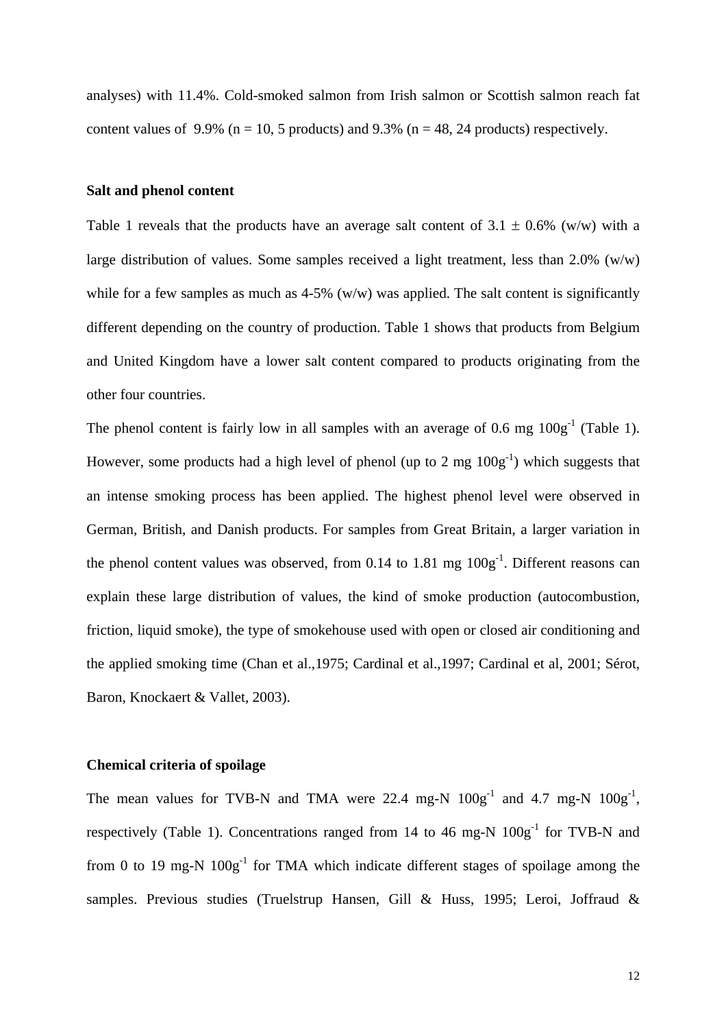analyses) with 11.4%. Cold-smoked salmon from Irish salmon or Scottish salmon reach fat content values of 9.9% (n = 10, 5 products) and 9.3% (n = 48, 24 products) respectively.

**Salt and phenol content**

Table 1 reveals that the products have an average salt content of 3.1 ± 0.6% (w/w) with a large distribution of values. Some samples received a light treatment, less than 2.0% (w/w) while for a few samples as much as 4-5% (w/w) was applied. The salt content is significantly different depending on the country of production. Table 1 shows that products from Belgium and United Kingdom have a lower salt content compared to products originating from the other four countries.

The phenol content is fairly low in all samples with an average of 0.6 mg $100g^{-1}$ (Table 1). However, some products had a high level of phenol (up to 2 mg $100g^{-1}$) which suggests that an intense smoking process has been applied. The highest phenol level were observed in German, British, and Danish products. For samples from Great Britain, a larger variation in the phenol content values was observed, from 0.14 to 1.81 mg $100g^{-1}$. Different reasons can explain these large distribution of values, the kind of smoke production (autocombustion, friction, liquid smoke), the type of smokehouse used with open or closed air conditioning and the applied smoking time (Chan et al.,1975; Cardinal et al.,1997; Cardinal et al, 2001; Sérot, Baron, Knockaert & Vallet, 2003).

**Chemical criteria of spoilage**

The mean values for TVB-N and TMA were 22.4 mg-N $100g^{-1}$ and 4.7 mg-N $100g^{-1}$, respectively (Table 1). Concentrations ranged from 14 to 46 mg-N $100g^{-1}$ for TVB-N and from 0 to 19 mg-N $100g^{-1}$ for TMA which indicate different stages of spoilage among the samples. Previous studies (Truelstrup Hansen, Gill & Huss, 1995; Leroi, Joffraud &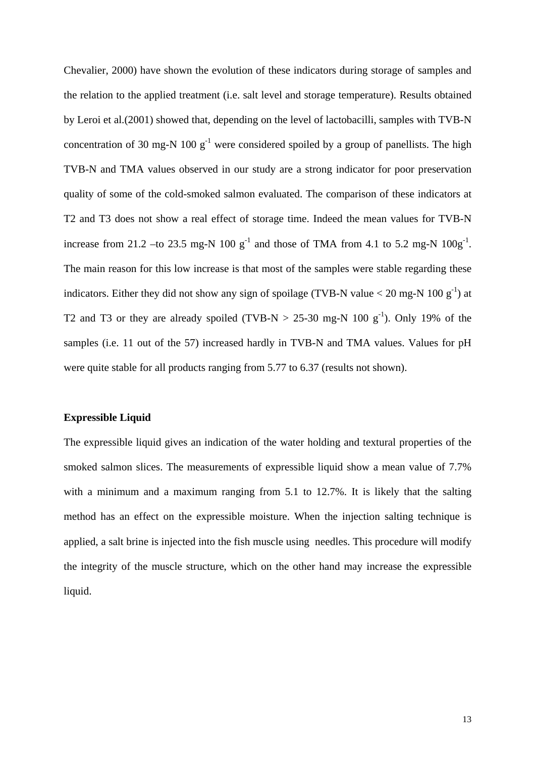Chevalier, 2000) have shown the evolution of these indicators during storage of samples and the relation to the applied treatment (i.e. salt level and storage temperature). Results obtained by Leroi et al.(2001) showed that, depending on the level of lactobacilli, samples with TVB-N concentration of 30 mg-N 100 $g^{-1}$ were considered spoiled by a group of panellists. The high TVB-N and TMA values observed in our study are a strong indicator for poor preservation quality of some of the cold-smoked salmon evaluated. The comparison of these indicators at T2 and T3 does not show a real effect of storage time. Indeed the mean values for TVB-N increase from 21.2 –to 23.5 mg-N 100 $g^{-1}$ and those of TMA from 4.1 to 5.2 mg-N 100$g^{-1}$. The main reason for this low increase is that most of the samples were stable regarding these indicators. Either they did not show any sign of spoilage (TVB-N value < 20 mg-N 100 $g^{-1}$) at T2 and T3 or they are already spoiled (TVB-N > 25-30 mg-N 100 $g^{-1}$). Only 19% of the samples (i.e. 11 out of the 57) increased hardly in TVB-N and TMA values. Values for pH were quite stable for all products ranging from 5.77 to 6.37 (results not shown).

**Expressible Liquid**

The expressible liquid gives an indication of the water holding and textural properties of the smoked salmon slices. The measurements of expressible liquid show a mean value of 7.7% with a minimum and a maximum ranging from 5.1 to 12.7%. It is likely that the salting method has an effect on the expressible moisture. When the injection salting technique is applied, a salt brine is injected into the fish muscle using needles. This procedure will modify the integrity of the muscle structure, which on the other hand may increase the expressible liquid.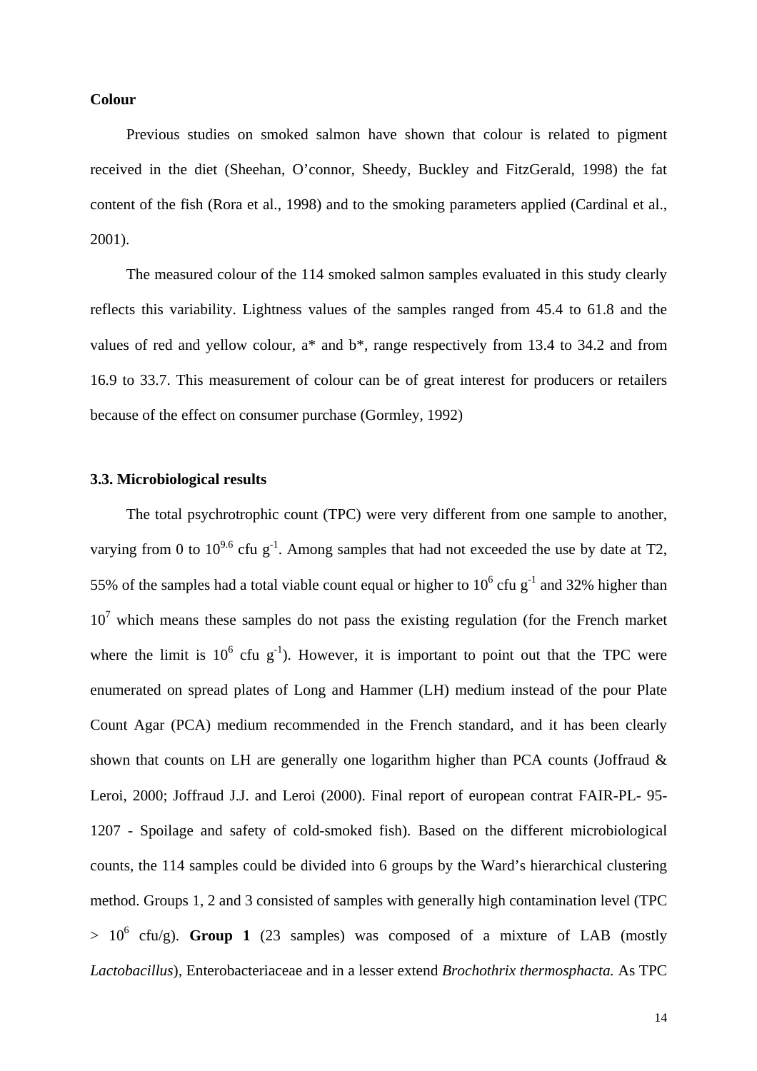**Colour**

Previous studies on smoked salmon have shown that colour is related to pigment received in the diet (Sheehan, O'connor, Sheedy, Buckley and FitzGerald, 1998) the fat content of the fish (Rora et al., 1998) and to the smoking parameters applied (Cardinal et al., 2001).

The measured colour of the 114 smoked salmon samples evaluated in this study clearly reflects this variability. Lightness values of the samples ranged from 45.4 to 61.8 and the values of red and yellow colour, a* and b*, range respectively from 13.4 to 34.2 and from 16.9 to 33.7. This measurement of colour can be of great interest for producers or retailers because of the effect on consumer purchase (Gormley, 1992)

**3.3. Microbiological results**

The total psychrotrophic count (TPC) were very different from one sample to another, varying from 0 to $10^{9.6}$ cfu $g^{-1}$. Among samples that had not exceeded the use by date at T2, 55% of the samples had a total viable count equal or higher to $10^{6}$ cfu $g^{-1}$ and 32% higher than $10^{7}$ which means these samples do not pass the existing regulation (for the French market where the limit is $10^{6}$ cfu $g^{-1}$). However, it is important to point out that the TPC were enumerated on spread plates of Long and Hammer (LH) medium instead of the pour Plate Count Agar (PCA) medium recommended in the French standard, and it has been clearly shown that counts on LH are generally one logarithm higher than PCA counts (Joffraud & Leroi, 2000; Joffraud J.J. and Leroi (2000). Final report of european contrat FAIR-PL- 95-1207 - Spoilage and safety of cold-smoked fish). Based on the different microbiological counts, the 114 samples could be divided into 6 groups by the Ward's hierarchical clustering method. Groups 1, 2 and 3 consisted of samples with generally high contamination level (TPC $> 10^{6}$ cfu/g). **Group 1** (23 samples) was composed of a mixture of LAB (mostly *Lactobacillus*), Enterobacteriaceae and in a lesser extend *Brochothrix thermosphacta.* As TPC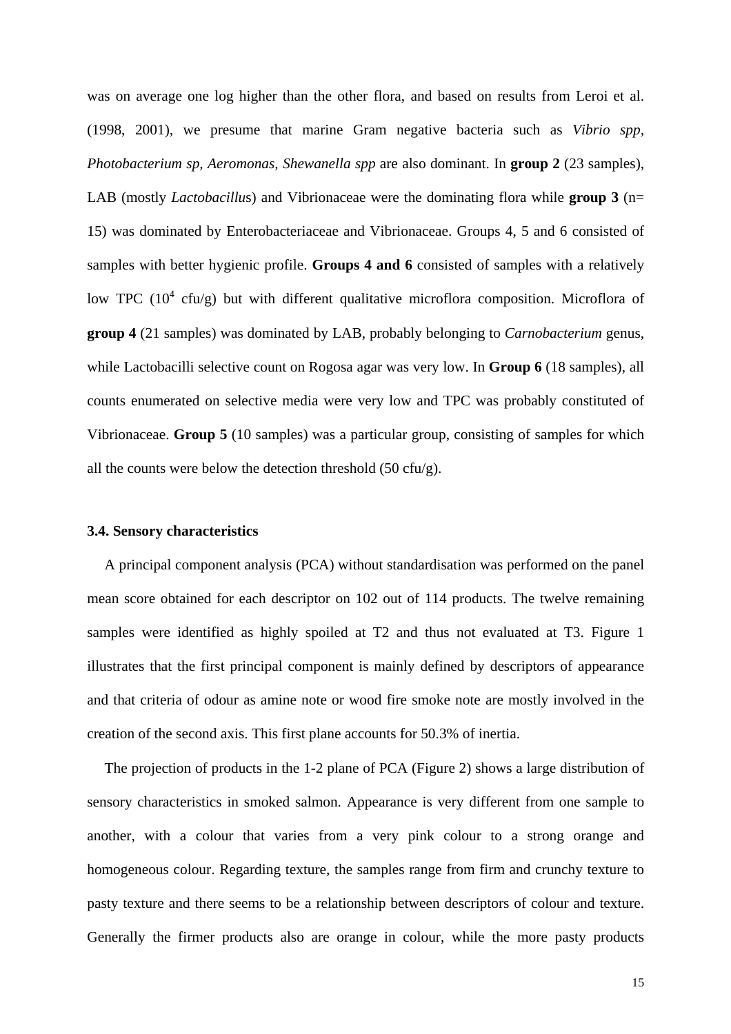was on average one log higher than the other flora, and based on results from Leroi et al. (1998, 2001), we presume that marine Gram negative bacteria such as *Vibrio spp, Photobacterium sp, Aeromonas, Shewanella spp* are also dominant. In **group 2** (23 samples), LAB (mostly *Lactobacillu*s) and Vibrionaceae were the dominating flora while **group 3** (n= 15) was dominated by Enterobacteriaceae and Vibrionaceae. Groups 4, 5 and 6 consisted of samples with better hygienic profile. **Groups 4 and 6** consisted of samples with a relatively low TPC ($10^4$ cfu/g) but with different qualitative microflora composition. Microflora of **group 4** (21 samples) was dominated by LAB, probably belonging to *Carnobacterium* genus, while Lactobacilli selective count on Rogosa agar was very low. In **Group 6** (18 samples), all counts enumerated on selective media were very low and TPC was probably constituted of Vibrionaceae. **Group 5** (10 samples) was a particular group, consisting of samples for which all the counts were below the detection threshold (50 cfu/g).

### 3.4. Sensory characteristics

A principal component analysis (PCA) without standardisation was performed on the panel mean score obtained for each descriptor on 102 out of 114 products. The twelve remaining samples were identified as highly spoiled at T2 and thus not evaluated at T3. Figure 1 illustrates that the first principal component is mainly defined by descriptors of appearance and that criteria of odour as amine note or wood fire smoke note are mostly involved in the creation of the second axis. This first plane accounts for 50.3% of inertia.

The projection of products in the 1-2 plane of PCA (Figure 2) shows a large distribution of sensory characteristics in smoked salmon. Appearance is very different from one sample to another, with a colour that varies from a very pink colour to a strong orange and homogeneous colour. Regarding texture, the samples range from firm and crunchy texture to pasty texture and there seems to be a relationship between descriptors of colour and texture. Generally the firmer products also are orange in colour, while the more pasty products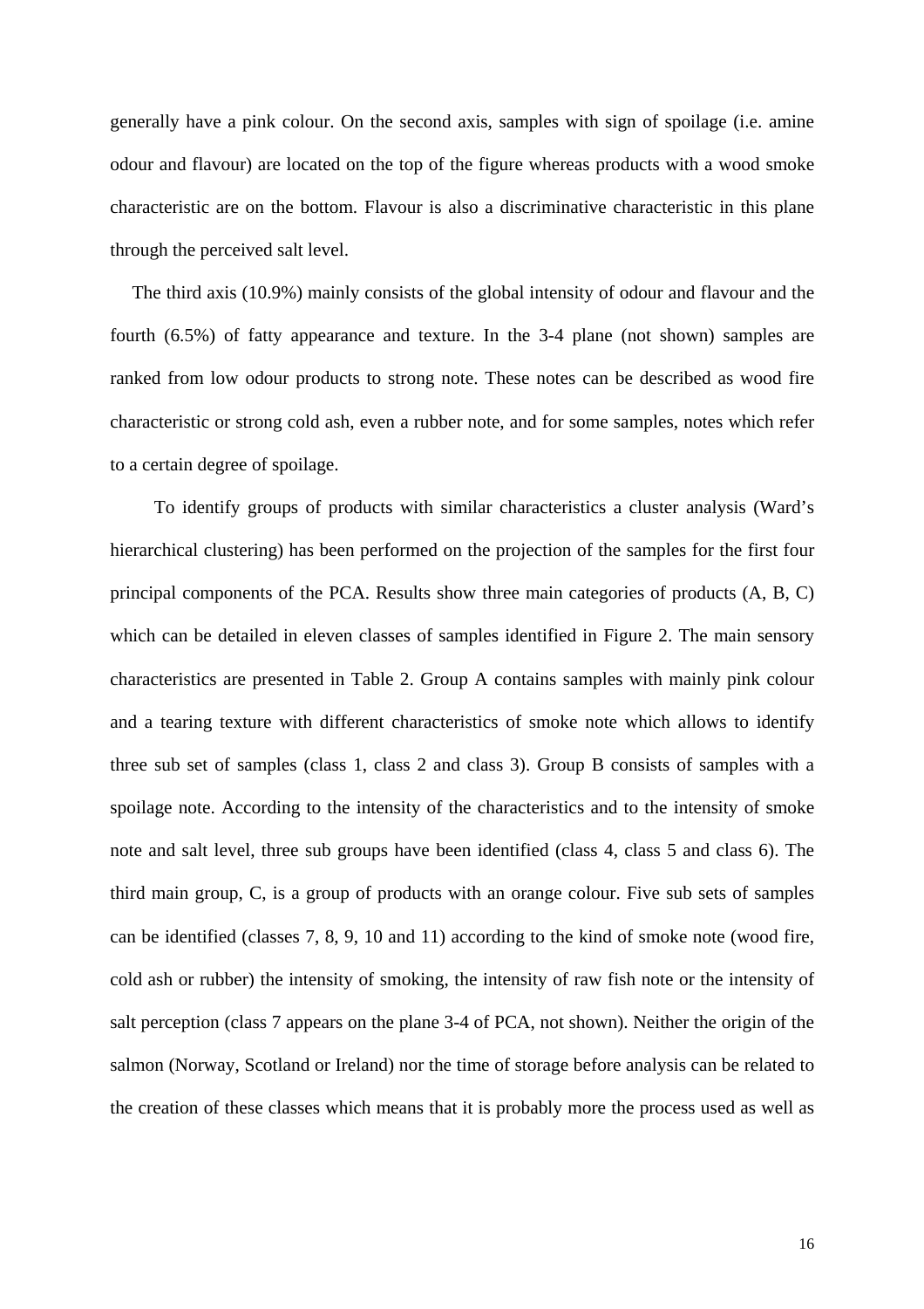generally have a pink colour. On the second axis, samples with sign of spoilage (i.e. amine odour and flavour) are located on the top of the figure whereas products with a wood smoke characteristic are on the bottom. Flavour is also a discriminative characteristic in this plane through the perceived salt level.

The third axis (10.9%) mainly consists of the global intensity of odour and flavour and the fourth (6.5%) of fatty appearance and texture. In the 3-4 plane (not shown) samples are ranked from low odour products to strong note. These notes can be described as wood fire characteristic or strong cold ash, even a rubber note, and for some samples, notes which refer to a certain degree of spoilage.

To identify groups of products with similar characteristics a cluster analysis (Ward's hierarchical clustering) has been performed on the projection of the samples for the first four principal components of the PCA. Results show three main categories of products (A, B, C) which can be detailed in eleven classes of samples identified in Figure 2. The main sensory characteristics are presented in Table 2. Group A contains samples with mainly pink colour and a tearing texture with different characteristics of smoke note which allows to identify three sub set of samples (class 1, class 2 and class 3). Group B consists of samples with a spoilage note. According to the intensity of the characteristics and to the intensity of smoke note and salt level, three sub groups have been identified (class 4, class 5 and class 6). The third main group, C, is a group of products with an orange colour. Five sub sets of samples can be identified (classes 7, 8, 9, 10 and 11) according to the kind of smoke note (wood fire, cold ash or rubber) the intensity of smoking, the intensity of raw fish note or the intensity of salt perception (class 7 appears on the plane 3-4 of PCA, not shown). Neither the origin of the salmon (Norway, Scotland or Ireland) nor the time of storage before analysis can be related to the creation of these classes which means that it is probably more the process used as well as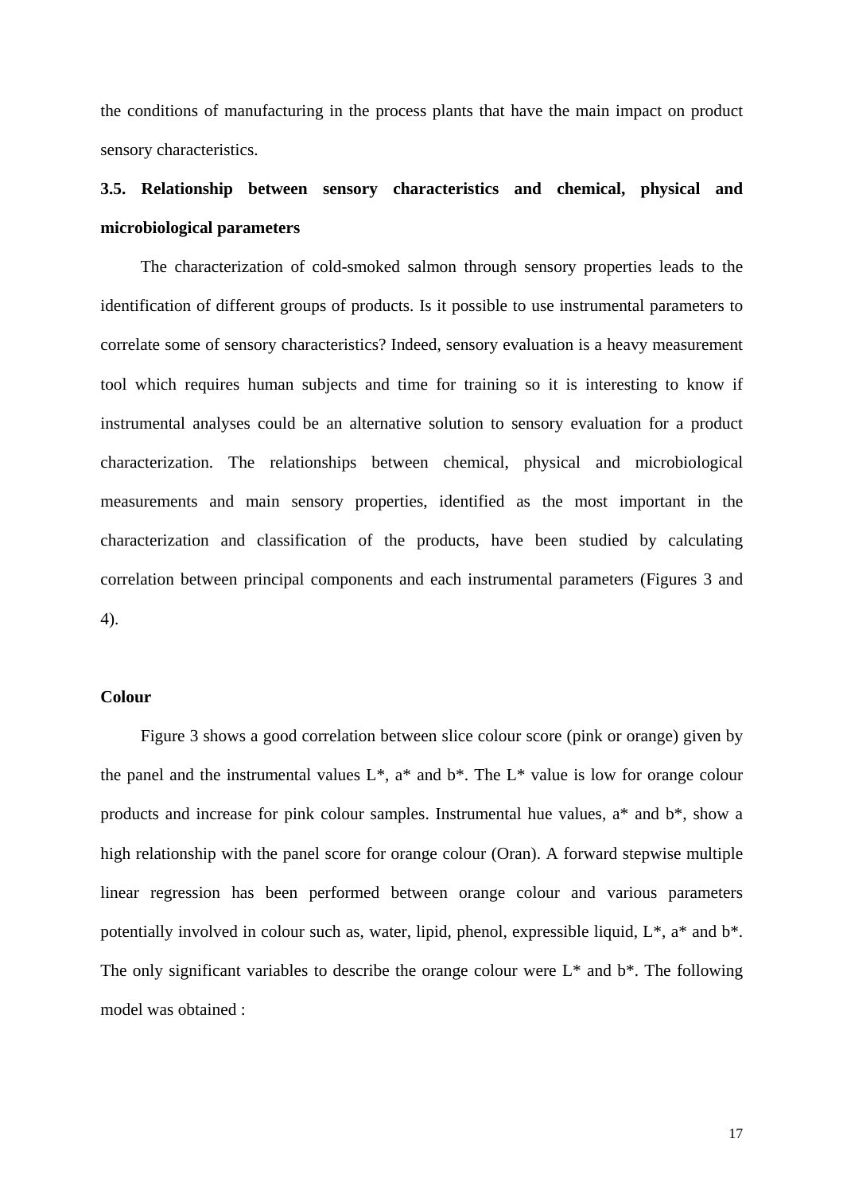the conditions of manufacturing in the process plants that have the main impact on product sensory characteristics.

### 3.5. Relationship between sensory characteristics and chemical, physical and microbiological parameters

The characterization of cold-smoked salmon through sensory properties leads to the identification of different groups of products. Is it possible to use instrumental parameters to correlate some of sensory characteristics? Indeed, sensory evaluation is a heavy measurement tool which requires human subjects and time for training so it is interesting to know if instrumental analyses could be an alternative solution to sensory evaluation for a product characterization. The relationships between chemical, physical and microbiological measurements and main sensory properties, identified as the most important in the characterization and classification of the products, have been studied by calculating correlation between principal components and each instrumental parameters (Figures 3 and 4).

**Colour**

Figure 3 shows a good correlation between slice colour score (pink or orange) given by the panel and the instrumental values L*, a* and b*. The L* value is low for orange colour products and increase for pink colour samples. Instrumental hue values, a* and b*, show a high relationship with the panel score for orange colour (Oran). A forward stepwise multiple linear regression has been performed between orange colour and various parameters potentially involved in colour such as, water, lipid, phenol, expressible liquid, L*, a* and b*. The only significant variables to describe the orange colour were L* and b*. The following model was obtained :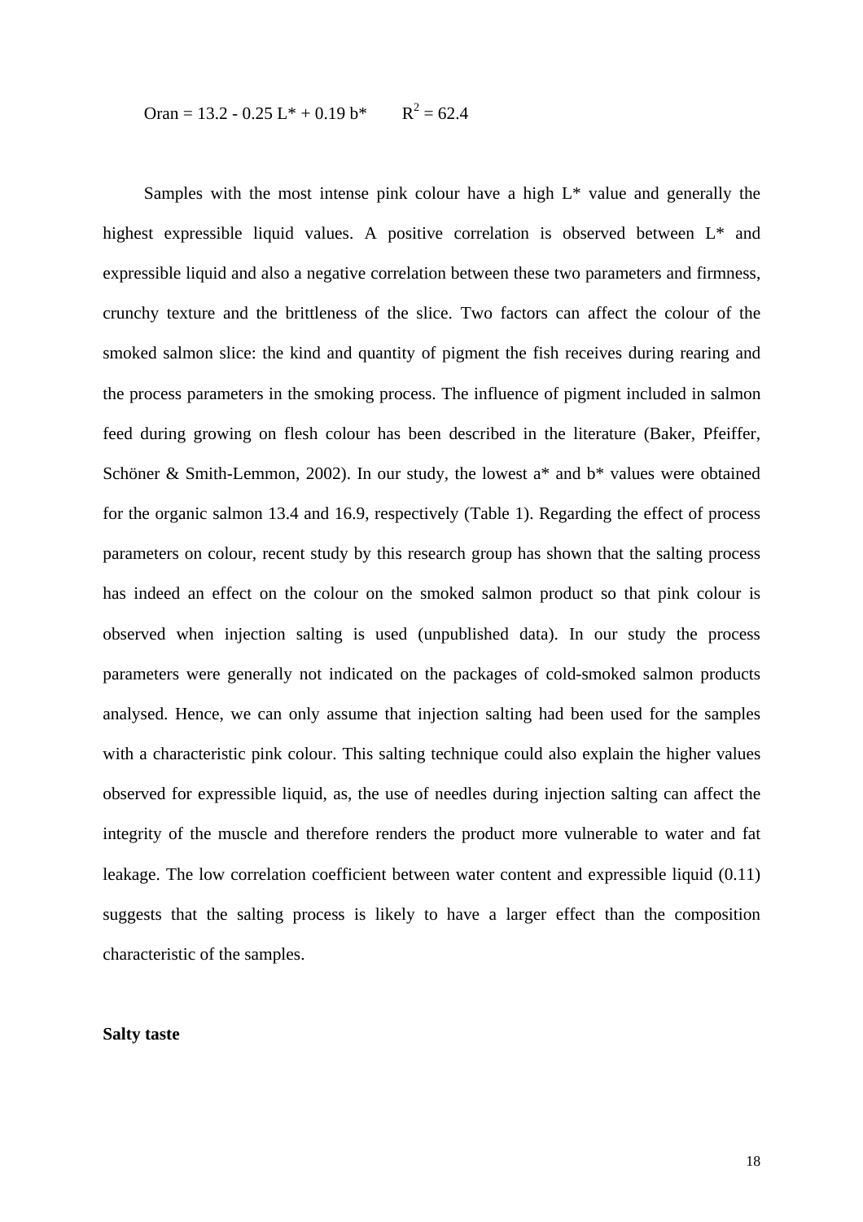$$\text{Oran} = 13.2 - 0.25\,L^* + 0.19\,b^* \qquad R^2 = 62.4$$

Samples with the most intense pink colour have a high L* value and generally the highest expressible liquid values. A positive correlation is observed between L* and expressible liquid and also a negative correlation between these two parameters and firmness, crunchy texture and the brittleness of the slice. Two factors can affect the colour of the smoked salmon slice: the kind and quantity of pigment the fish receives during rearing and the process parameters in the smoking process. The influence of pigment included in salmon feed during growing on flesh colour has been described in the literature (Baker, Pfeiffer, Schöner & Smith-Lemmon, 2002). In our study, the lowest a* and b* values were obtained for the organic salmon 13.4 and 16.9, respectively (Table 1). Regarding the effect of process parameters on colour, recent study by this research group has shown that the salting process has indeed an effect on the colour on the smoked salmon product so that pink colour is observed when injection salting is used (unpublished data). In our study the process parameters were generally not indicated on the packages of cold-smoked salmon products analysed. Hence, we can only assume that injection salting had been used for the samples with a characteristic pink colour. This salting technique could also explain the higher values observed for expressible liquid, as, the use of needles during injection salting can affect the integrity of the muscle and therefore renders the product more vulnerable to water and fat leakage. The low correlation coefficient between water content and expressible liquid (0.11) suggests that the salting process is likely to have a larger effect than the composition characteristic of the samples.

**Salty taste**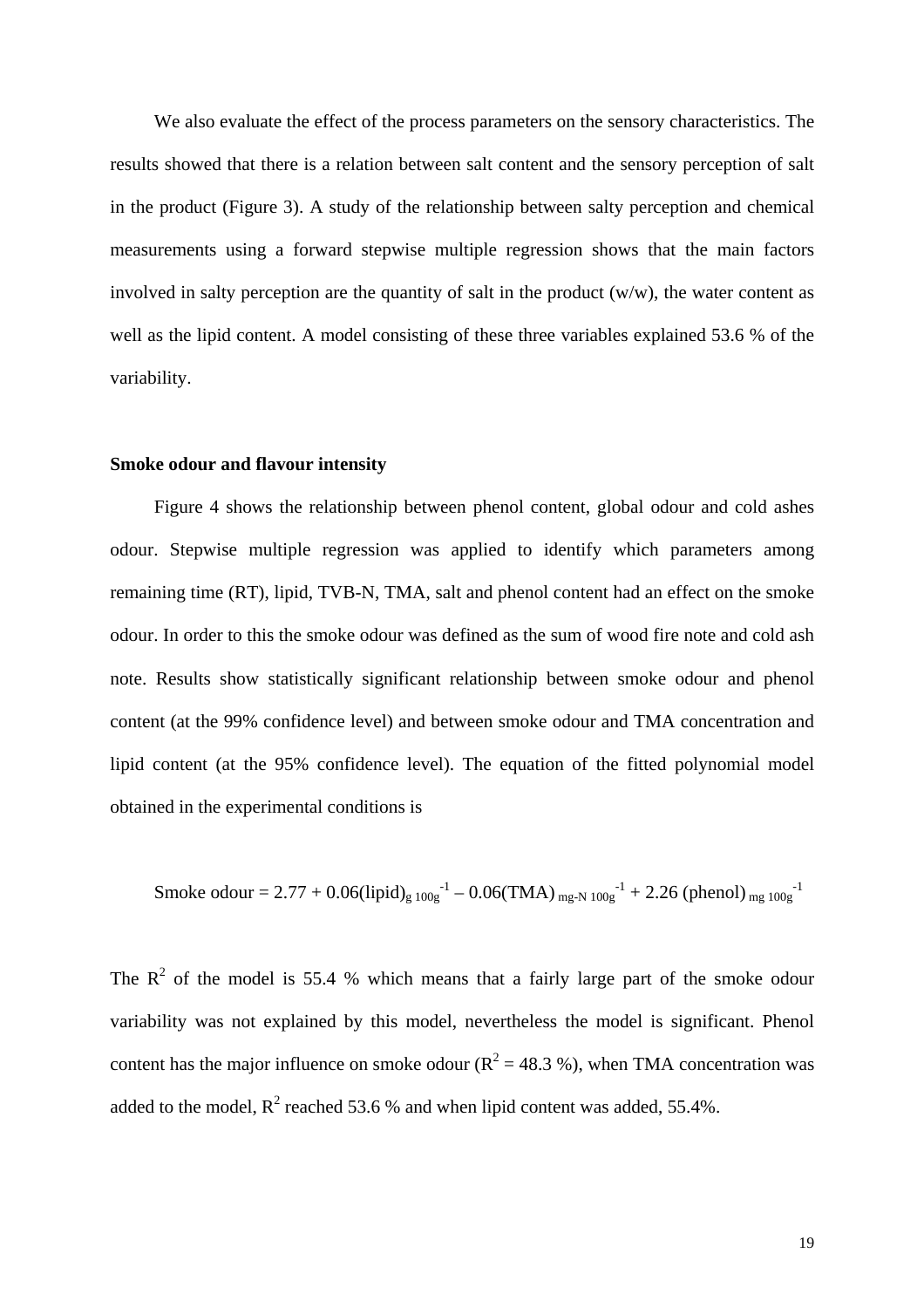We also evaluate the effect of the process parameters on the sensory characteristics. The results showed that there is a relation between salt content and the sensory perception of salt in the product (Figure 3). A study of the relationship between salty perception and chemical measurements using a forward stepwise multiple regression shows that the main factors involved in salty perception are the quantity of salt in the product (w/w), the water content as well as the lipid content. A model consisting of these three variables explained 53.6 % of the variability.

**Smoke odour and flavour intensity**

Figure 4 shows the relationship between phenol content, global odour and cold ashes odour. Stepwise multiple regression was applied to identify which parameters among remaining time (RT), lipid, TVB-N, TMA, salt and phenol content had an effect on the smoke odour. In order to this the smoke odour was defined as the sum of wood fire note and cold ash note. Results show statistically significant relationship between smoke odour and phenol content (at the 99% confidence level) and between smoke odour and TMA concentration and lipid content (at the 95% confidence level). The equation of the fitted polynomial model obtained in the experimental conditions is

$$\text{Smoke odour} = 2.77 + 0.06(\text{lipid})_{\text{g } 100\text{g}^{-1}} - 0.06(\text{TMA})_{\text{mg-N } 100\text{g}^{-1}} + 2.26\,(\text{phenol})_{\text{mg } 100\text{g}^{-1}}$$

The $R^2$ of the model is 55.4 % which means that a fairly large part of the smoke odour variability was not explained by this model, nevertheless the model is significant. Phenol content has the major influence on smoke odour ($R^2$ = 48.3 %), when TMA concentration was added to the model, $R^2$ reached 53.6 % and when lipid content was added, 55.4%.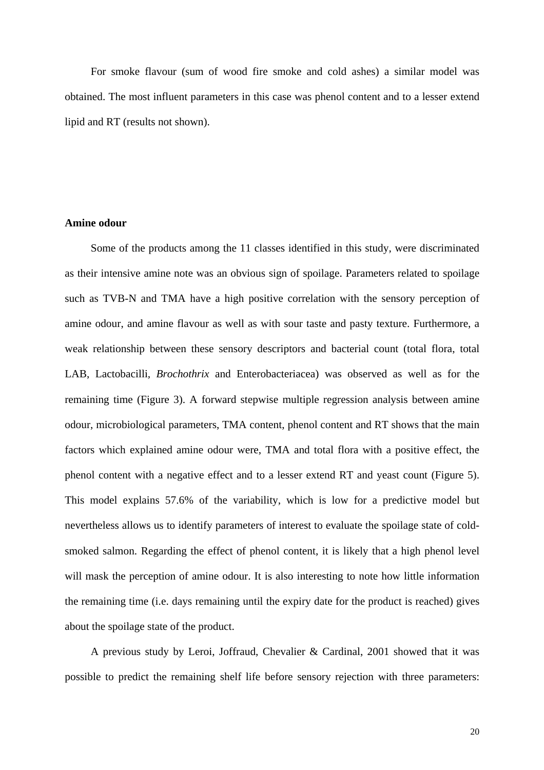For smoke flavour (sum of wood fire smoke and cold ashes) a similar model was obtained. The most influent parameters in this case was phenol content and to a lesser extend lipid and RT (results not shown).

**Amine odour**

Some of the products among the 11 classes identified in this study, were discriminated as their intensive amine note was an obvious sign of spoilage. Parameters related to spoilage such as TVB-N and TMA have a high positive correlation with the sensory perception of amine odour, and amine flavour as well as with sour taste and pasty texture. Furthermore, a weak relationship between these sensory descriptors and bacterial count (total flora, total LAB, Lactobacilli, *Brochothrix* and Enterobacteriacea) was observed as well as for the remaining time (Figure 3). A forward stepwise multiple regression analysis between amine odour, microbiological parameters, TMA content, phenol content and RT shows that the main factors which explained amine odour were, TMA and total flora with a positive effect, the phenol content with a negative effect and to a lesser extend RT and yeast count (Figure 5). This model explains 57.6% of the variability, which is low for a predictive model but nevertheless allows us to identify parameters of interest to evaluate the spoilage state of cold-smoked salmon. Regarding the effect of phenol content, it is likely that a high phenol level will mask the perception of amine odour. It is also interesting to note how little information the remaining time (i.e. days remaining until the expiry date for the product is reached) gives about the spoilage state of the product.

A previous study by Leroi, Joffraud, Chevalier & Cardinal, 2001 showed that it was possible to predict the remaining shelf life before sensory rejection with three parameters: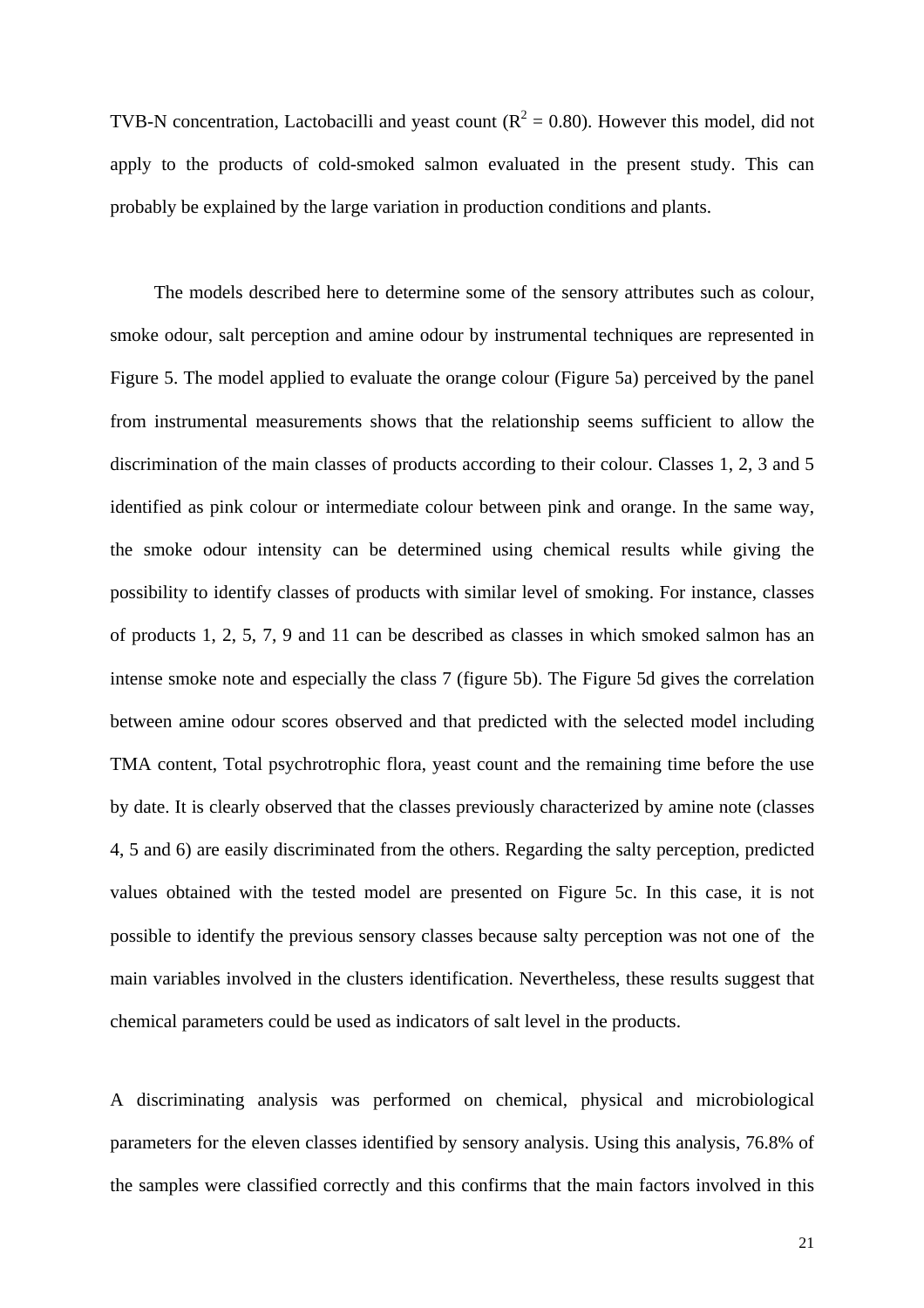TVB-N concentration, Lactobacilli and yeast count ($R^2 = 0.80$). However this model, did not apply to the products of cold-smoked salmon evaluated in the present study. This can probably be explained by the large variation in production conditions and plants.

The models described here to determine some of the sensory attributes such as colour, smoke odour, salt perception and amine odour by instrumental techniques are represented in Figure 5. The model applied to evaluate the orange colour (Figure 5a) perceived by the panel from instrumental measurements shows that the relationship seems sufficient to allow the discrimination of the main classes of products according to their colour. Classes 1, 2, 3 and 5 identified as pink colour or intermediate colour between pink and orange. In the same way, the smoke odour intensity can be determined using chemical results while giving the possibility to identify classes of products with similar level of smoking. For instance, classes of products 1, 2, 5, 7, 9 and 11 can be described as classes in which smoked salmon has an intense smoke note and especially the class 7 (figure 5b). The Figure 5d gives the correlation between amine odour scores observed and that predicted with the selected model including TMA content, Total psychrotrophic flora, yeast count and the remaining time before the use by date. It is clearly observed that the classes previously characterized by amine note (classes 4, 5 and 6) are easily discriminated from the others. Regarding the salty perception, predicted values obtained with the tested model are presented on Figure 5c. In this case, it is not possible to identify the previous sensory classes because salty perception was not one of the main variables involved in the clusters identification. Nevertheless, these results suggest that chemical parameters could be used as indicators of salt level in the products.

A discriminating analysis was performed on chemical, physical and microbiological parameters for the eleven classes identified by sensory analysis. Using this analysis, 76.8% of the samples were classified correctly and this confirms that the main factors involved in this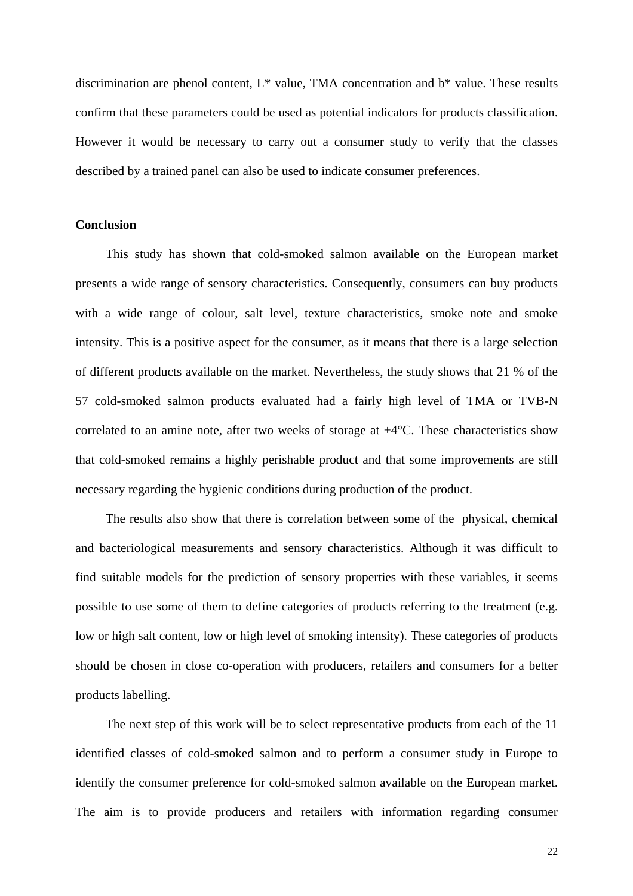discrimination are phenol content, L* value, TMA concentration and b* value. These results confirm that these parameters could be used as potential indicators for products classification. However it would be necessary to carry out a consumer study to verify that the classes described by a trained panel can also be used to indicate consumer preferences.

**Conclusion**

This study has shown that cold-smoked salmon available on the European market presents a wide range of sensory characteristics. Consequently, consumers can buy products with a wide range of colour, salt level, texture characteristics, smoke note and smoke intensity. This is a positive aspect for the consumer, as it means that there is a large selection of different products available on the market. Nevertheless, the study shows that 21 % of the 57 cold-smoked salmon products evaluated had a fairly high level of TMA or TVB-N correlated to an amine note, after two weeks of storage at +4°C. These characteristics show that cold-smoked remains a highly perishable product and that some improvements are still necessary regarding the hygienic conditions during production of the product.

The results also show that there is correlation between some of the physical, chemical and bacteriological measurements and sensory characteristics. Although it was difficult to find suitable models for the prediction of sensory properties with these variables, it seems possible to use some of them to define categories of products referring to the treatment (e.g. low or high salt content, low or high level of smoking intensity). These categories of products should be chosen in close co-operation with producers, retailers and consumers for a better products labelling.

The next step of this work will be to select representative products from each of the 11 identified classes of cold-smoked salmon and to perform a consumer study in Europe to identify the consumer preference for cold-smoked salmon available on the European market. The aim is to provide producers and retailers with information regarding consumer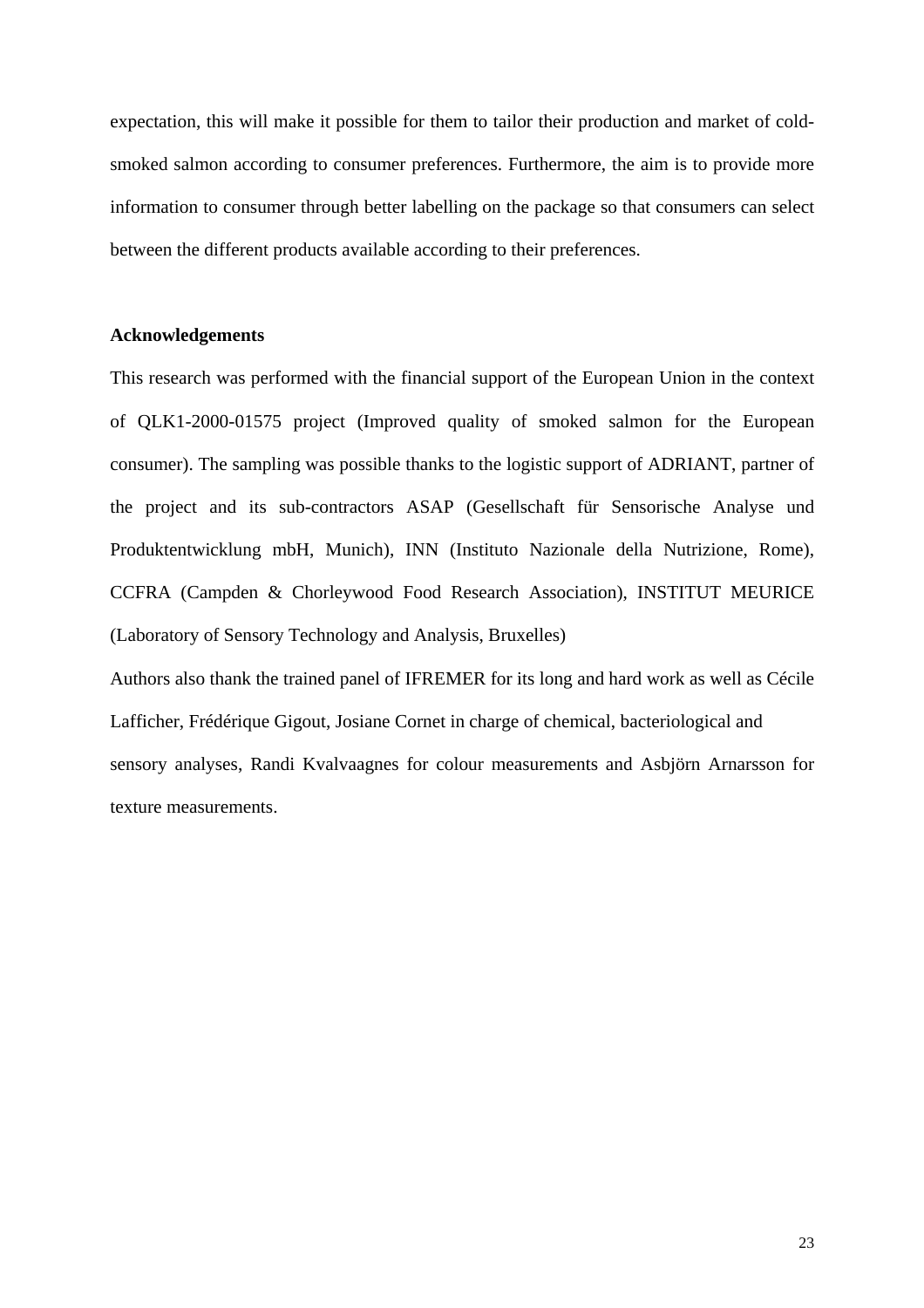expectation, this will make it possible for them to tailor their production and market of cold-smoked salmon according to consumer preferences. Furthermore, the aim is to provide more information to consumer through better labelling on the package so that consumers can select between the different products available according to their preferences.

## Acknowledgements

This research was performed with the financial support of the European Union in the context of QLK1-2000-01575 project (Improved quality of smoked salmon for the European consumer). The sampling was possible thanks to the logistic support of ADRIANT, partner of the project and its sub-contractors ASAP (Gesellschaft für Sensorische Analyse und Produktentwicklung mbH, Munich), INN (Instituto Nazionale della Nutrizione, Rome), CCFRA (Campden & Chorleywood Food Research Association), INSTITUT MEURICE (Laboratory of Sensory Technology and Analysis, Bruxelles)

Authors also thank the trained panel of IFREMER for its long and hard work as well as Cécile Lafficher, Frédérique Gigout, Josiane Cornet in charge of chemical, bacteriological and sensory analyses, Randi Kvalvaagnes for colour measurements and Asbjörn Arnarsson for texture measurements.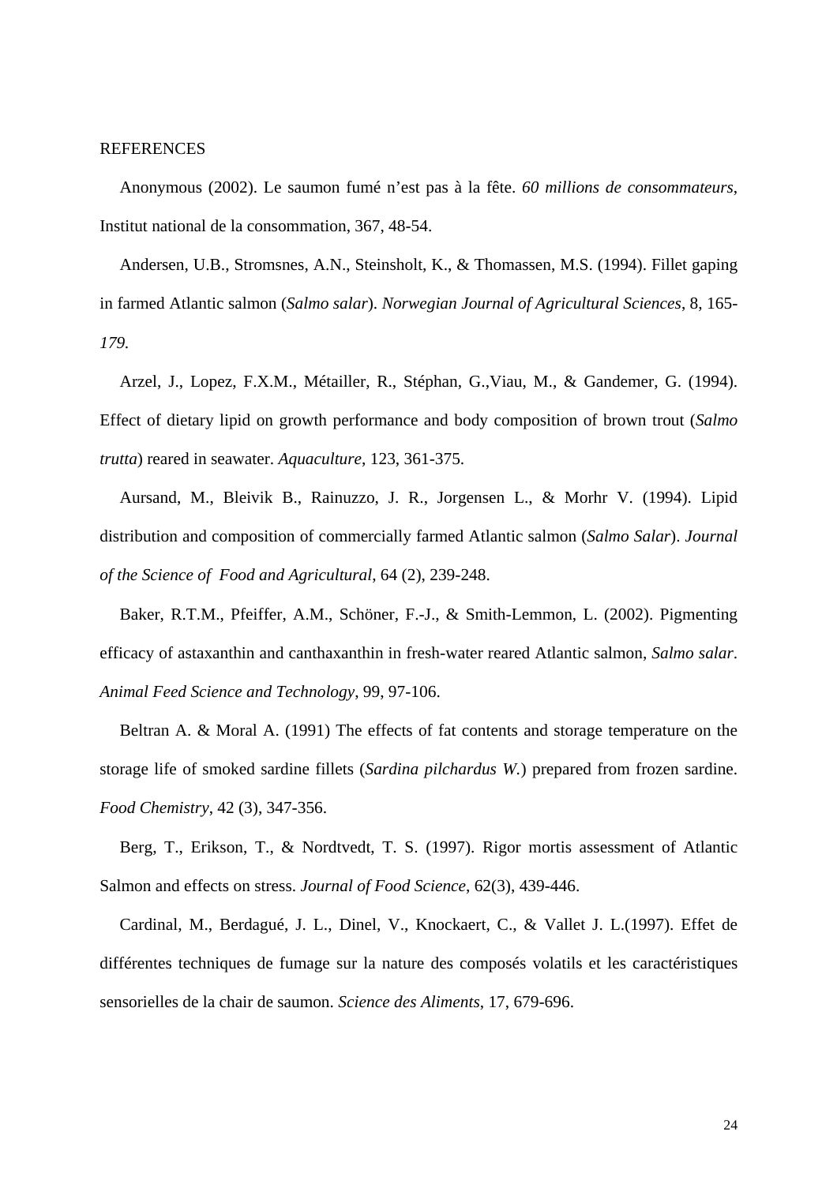REFERENCES

Anonymous (2002). Le saumon fumé n'est pas à la fête. *60 millions de consommateurs*, Institut national de la consommation, 367, 48-54.

Andersen, U.B., Stromsnes, A.N., Steinsholt, K., & Thomassen, M.S. (1994). Fillet gaping in farmed Atlantic salmon (*Salmo salar*). *Norwegian Journal of Agricultural Sciences*, 8, 165-*179.*

Arzel, J., Lopez, F.X.M., Métailler, R., Stéphan, G.,Viau, M., & Gandemer, G. (1994). Effect of dietary lipid on growth performance and body composition of brown trout (*Salmo trutta*) reared in seawater. *Aquaculture*, 123, 361-375.

Aursand, M., Bleivik B., Rainuzzo, J. R., Jorgensen L., & Morhr V. (1994). Lipid distribution and composition of commercially farmed Atlantic salmon (*Salmo Salar*). *Journal of the Science of Food and Agricultural*, 64 (2), 239-248.

Baker, R.T.M., Pfeiffer, A.M., Schöner, F.-J., & Smith-Lemmon, L. (2002). Pigmenting efficacy of astaxanthin and canthaxanthin in fresh-water reared Atlantic salmon, *Salmo salar*. *Animal Feed Science and Technology*, 99, 97-106.

Beltran A. & Moral A. (1991) The effects of fat contents and storage temperature on the storage life of smoked sardine fillets (*Sardina pilchardus W.*) prepared from frozen sardine. *Food Chemistry*, 42 (3), 347-356.

Berg, T., Erikson, T., & Nordtvedt, T. S. (1997). Rigor mortis assessment of Atlantic Salmon and effects on stress. *Journal of Food Science*, 62(3), 439-446.

Cardinal, M., Berdagué, J. L., Dinel, V., Knockaert, C., & Vallet J. L.(1997). Effet de différentes techniques de fumage sur la nature des composés volatils et les caractéristiques sensorielles de la chair de saumon. *Science des Aliments*, 17, 679-696.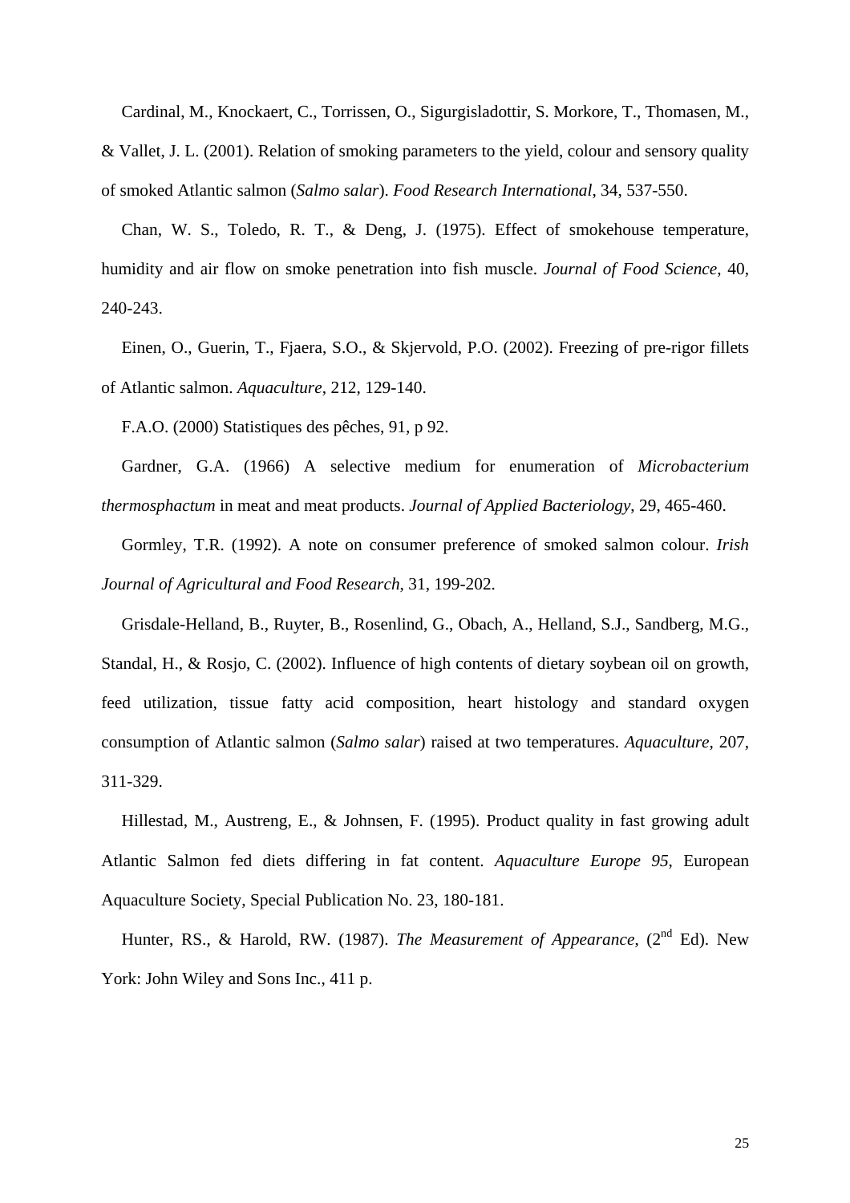Cardinal, M., Knockaert, C., Torrissen, O., Sigurgisladottir, S. Morkore, T., Thomasen, M., & Vallet, J. L. (2001). Relation of smoking parameters to the yield, colour and sensory quality of smoked Atlantic salmon (*Salmo salar*). *Food Research International*, 34, 537-550.

Chan, W. S., Toledo, R. T., & Deng, J. (1975). Effect of smokehouse temperature, humidity and air flow on smoke penetration into fish muscle. *Journal of Food Science*, 40, 240-243.

Einen, O., Guerin, T., Fjaera, S.O., & Skjervold, P.O. (2002). Freezing of pre-rigor fillets of Atlantic salmon. *Aquaculture*, 212, 129-140.

F.A.O. (2000) Statistiques des pêches, 91, p 92.

Gardner, G.A. (1966) A selective medium for enumeration of *Microbacterium thermosphactum* in meat and meat products. *Journal of Applied Bacteriology*, 29, 465-460.

Gormley, T.R. (1992). A note on consumer preference of smoked salmon colour. *Irish Journal of Agricultural and Food Research*, 31, 199-202.

Grisdale-Helland, B., Ruyter, B., Rosenlind, G., Obach, A., Helland, S.J., Sandberg, M.G., Standal, H., & Rosjo, C. (2002). Influence of high contents of dietary soybean oil on growth, feed utilization, tissue fatty acid composition, heart histology and standard oxygen consumption of Atlantic salmon (*Salmo salar*) raised at two temperatures. *Aquaculture*, 207, 311-329.

Hillestad, M., Austreng, E., & Johnsen, F. (1995). Product quality in fast growing adult Atlantic Salmon fed diets differing in fat content. *Aquaculture Europe 95*, European Aquaculture Society, Special Publication No. 23, 180-181.

Hunter, RS., & Harold, RW. (1987). *The Measurement of Appearance*, (2nd Ed). New York: John Wiley and Sons Inc., 411 p.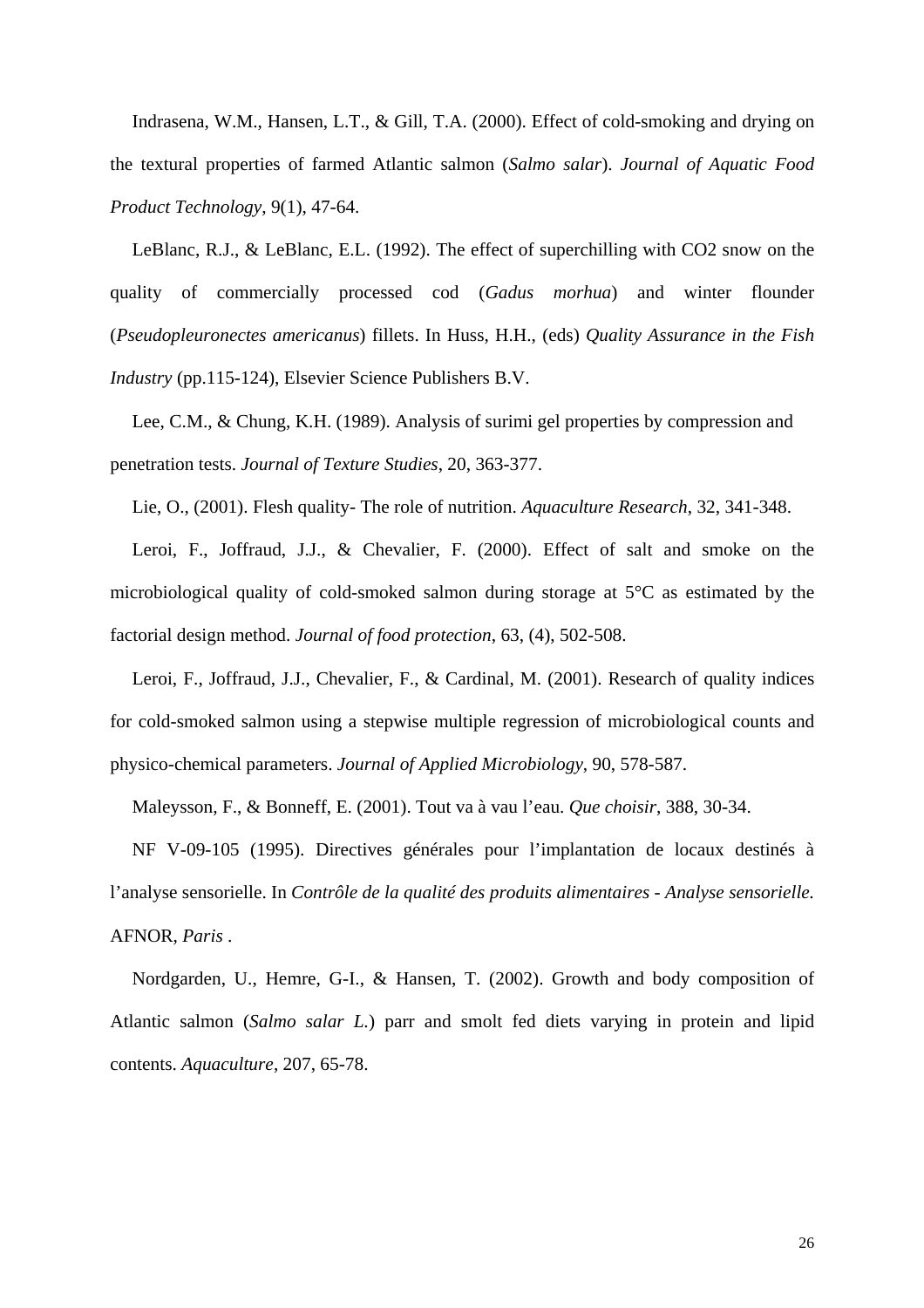Indrasena, W.M., Hansen, L.T., & Gill, T.A. (2000). Effect of cold-smoking and drying on the textural properties of farmed Atlantic salmon (*Salmo salar*). *Journal of Aquatic Food Product Technology*, 9(1), 47-64.

LeBlanc, R.J., & LeBlanc, E.L. (1992). The effect of superchilling with CO2 snow on the quality of commercially processed cod (*Gadus morhua*) and winter flounder (*Pseudopleuronectes americanus*) fillets. In Huss, H.H., (eds) *Quality Assurance in the Fish Industry* (pp.115-124), Elsevier Science Publishers B.V.

Lee, C.M., & Chung, K.H. (1989). Analysis of surimi gel properties by compression and penetration tests. *Journal of Texture Studies*, 20, 363-377.

Lie, O., (2001). Flesh quality- The role of nutrition. *Aquaculture Research*, 32, 341-348.

Leroi, F., Joffraud, J.J., & Chevalier, F. (2000). Effect of salt and smoke on the microbiological quality of cold-smoked salmon during storage at 5°C as estimated by the factorial design method. *Journal of food protection*, 63, (4), 502-508.

Leroi, F., Joffraud, J.J., Chevalier, F., & Cardinal, M. (2001). Research of quality indices for cold-smoked salmon using a stepwise multiple regression of microbiological counts and physico-chemical parameters. *Journal of Applied Microbiology*, 90, 578-587.

Maleysson, F., & Bonneff, E. (2001). Tout va à vau l'eau. *Que choisir*, 388, 30-34.

NF V-09-105 (1995). Directives générales pour l'implantation de locaux destinés à l'analyse sensorielle. In *Contrôle de la qualité des produits alimentaires - Analyse sensorielle.* AFNOR, *Paris* .

Nordgarden, U., Hemre, G-I., & Hansen, T. (2002). Growth and body composition of Atlantic salmon (*Salmo salar L.*) parr and smolt fed diets varying in protein and lipid contents. *Aquaculture*, 207, 65-78.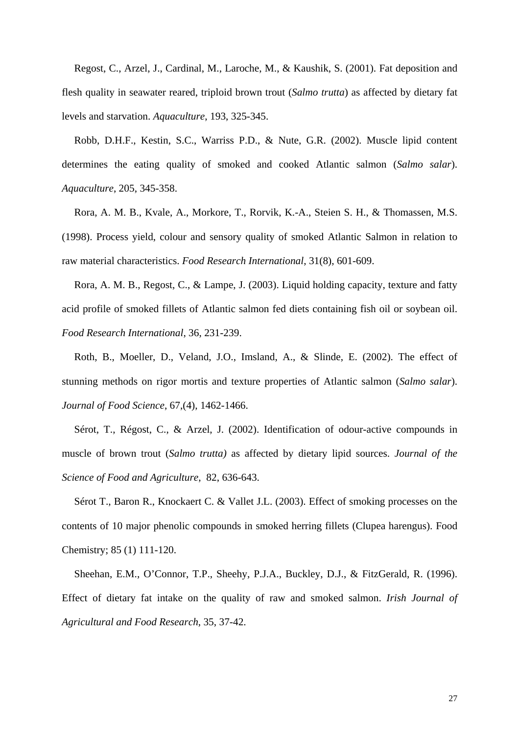Regost, C., Arzel, J., Cardinal, M., Laroche, M., & Kaushik, S. (2001). Fat deposition and flesh quality in seawater reared, triploid brown trout (*Salmo trutta*) as affected by dietary fat levels and starvation. *Aquaculture*, 193, 325-345.

Robb, D.H.F., Kestin, S.C., Warriss P.D., & Nute, G.R. (2002). Muscle lipid content determines the eating quality of smoked and cooked Atlantic salmon (*Salmo salar*). *Aquaculture*, 205, 345-358.

Rora, A. M. B., Kvale, A., Morkore, T., Rorvik, K.-A., Steien S. H., & Thomassen, M.S. (1998). Process yield, colour and sensory quality of smoked Atlantic Salmon in relation to raw material characteristics. *Food Research International*, 31(8), 601-609.

Rora, A. M. B., Regost, C., & Lampe, J. (2003). Liquid holding capacity, texture and fatty acid profile of smoked fillets of Atlantic salmon fed diets containing fish oil or soybean oil. *Food Research International*, 36, 231-239.

Roth, B., Moeller, D., Veland, J.O., Imsland, A., & Slinde, E. (2002). The effect of stunning methods on rigor mortis and texture properties of Atlantic salmon (*Salmo salar*). *Journal of Food Science*, 67,(4), 1462-1466.

Sérot, T., Régost, C., & Arzel, J. (2002). Identification of odour-active compounds in muscle of brown trout (*Salmo trutta)* as affected by dietary lipid sources. *Journal of the Science of Food and Agriculture*, 82, 636-643.

Sérot T., Baron R., Knockaert C. & Vallet J.L. (2003). Effect of smoking processes on the contents of 10 major phenolic compounds in smoked herring fillets (Clupea harengus). Food Chemistry; 85 (1) 111-120.

Sheehan, E.M., O'Connor, T.P., Sheehy, P.J.A., Buckley, D.J., & FitzGerald, R. (1996). Effect of dietary fat intake on the quality of raw and smoked salmon. *Irish Journal of Agricultural and Food Research*, 35, 37-42.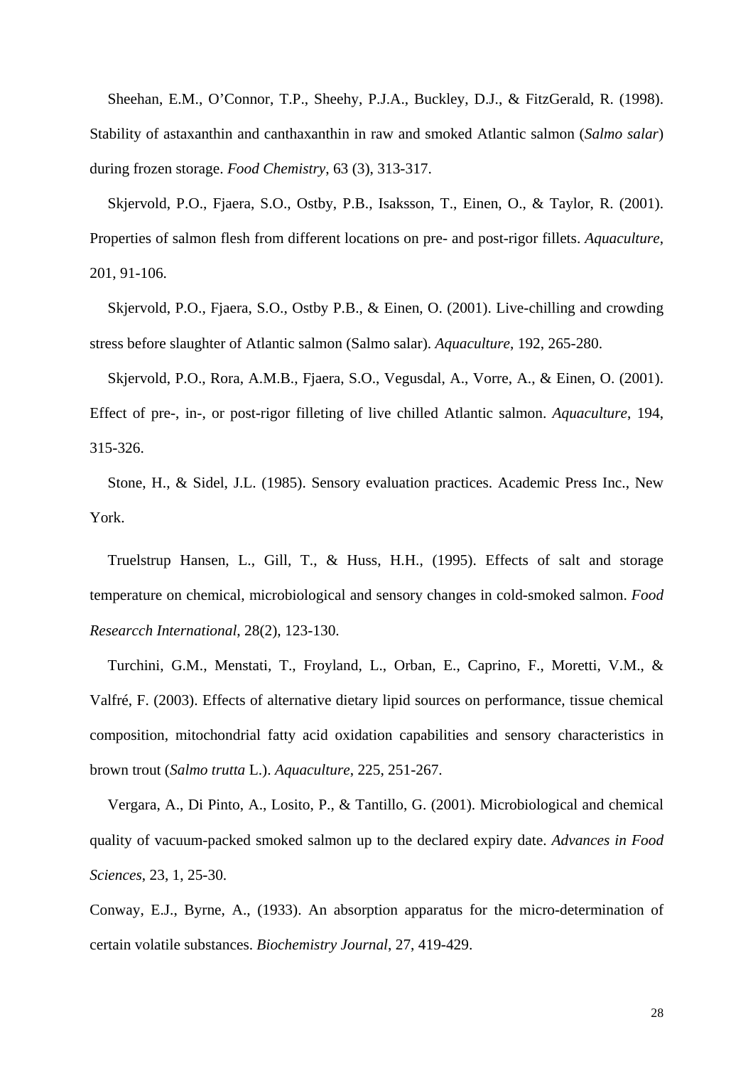Sheehan, E.M., O'Connor, T.P., Sheehy, P.J.A., Buckley, D.J., & FitzGerald, R. (1998). Stability of astaxanthin and canthaxanthin in raw and smoked Atlantic salmon (*Salmo salar*) during frozen storage. *Food Chemistry*, 63 (3), 313-317.

Skjervold, P.O., Fjaera, S.O., Ostby, P.B., Isaksson, T., Einen, O., & Taylor, R. (2001). Properties of salmon flesh from different locations on pre- and post-rigor fillets. *Aquaculture*, 201, 91-106.

Skjervold, P.O., Fjaera, S.O., Ostby P.B., & Einen, O. (2001). Live-chilling and crowding stress before slaughter of Atlantic salmon (Salmo salar). *Aquaculture*, 192, 265-280.

Skjervold, P.O., Rora, A.M.B., Fjaera, S.O., Vegusdal, A., Vorre, A., & Einen, O. (2001). Effect of pre-, in-, or post-rigor filleting of live chilled Atlantic salmon. *Aquaculture*, 194, 315-326.

Stone, H., & Sidel, J.L. (1985). Sensory evaluation practices. Academic Press Inc., New York.

Truelstrup Hansen, L., Gill, T., & Huss, H.H., (1995). Effects of salt and storage temperature on chemical, microbiological and sensory changes in cold-smoked salmon. *Food Researcch International*, 28(2), 123-130.

Turchini, G.M., Menstati, T., Froyland, L., Orban, E., Caprino, F., Moretti, V.M., & Valfré, F. (2003). Effects of alternative dietary lipid sources on performance, tissue chemical composition, mitochondrial fatty acid oxidation capabilities and sensory characteristics in brown trout (*Salmo trutta* L.). *Aquaculture*, 225, 251-267.

Vergara, A., Di Pinto, A., Losito, P., & Tantillo, G. (2001). Microbiological and chemical quality of vacuum-packed smoked salmon up to the declared expiry date. *Advances in Food Sciences*, 23, 1, 25-30.

Conway, E.J., Byrne, A., (1933). An absorption apparatus for the micro-determination of certain volatile substances. *Biochemistry Journal*, 27, 419-429.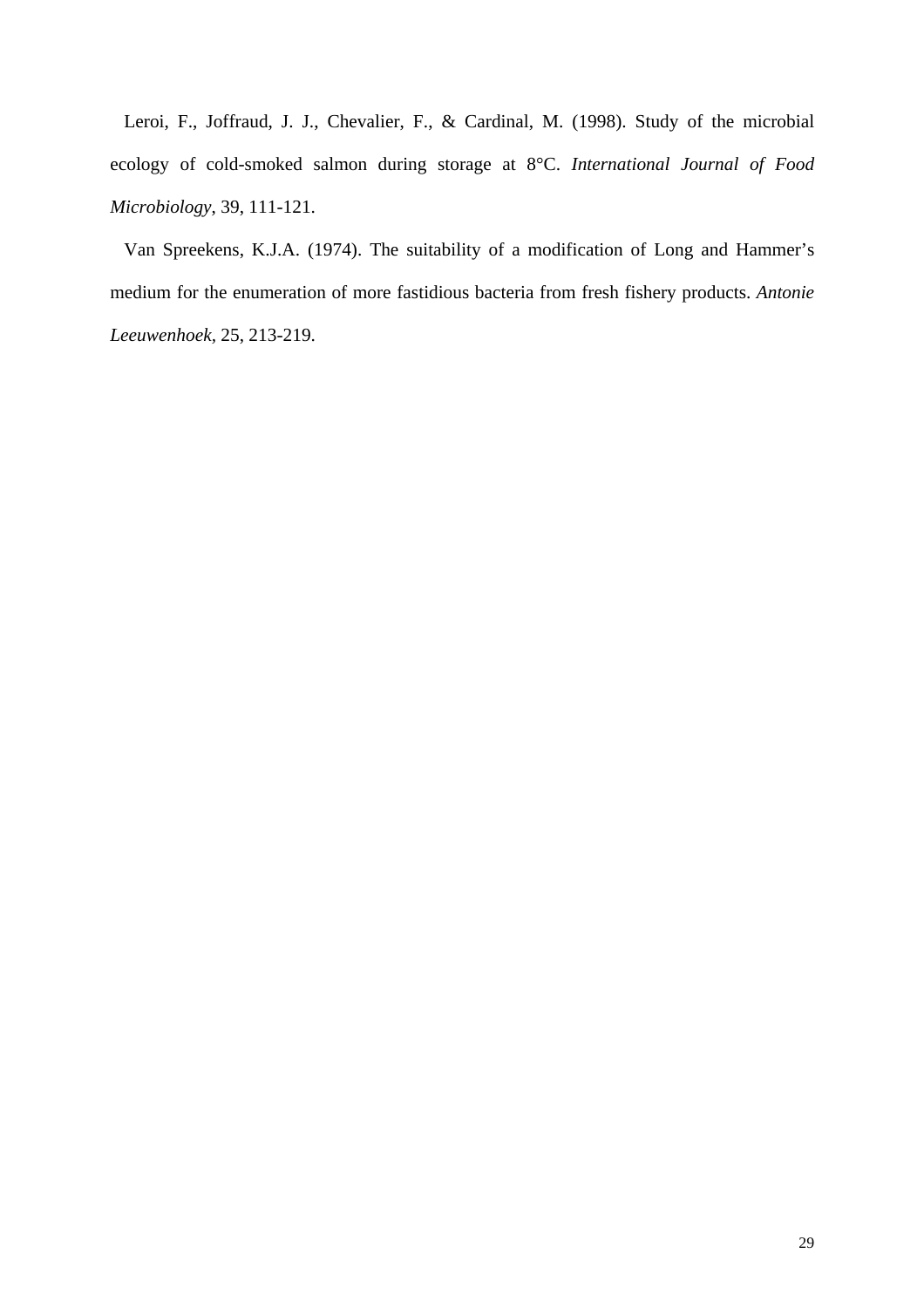Leroi, F., Joffraud, J. J., Chevalier, F., & Cardinal, M. (1998). Study of the microbial ecology of cold-smoked salmon during storage at 8°C. *International Journal of Food Microbiology*, 39, 111-121.

Van Spreekens, K.J.A. (1974). The suitability of a modification of Long and Hammer's medium for the enumeration of more fastidious bacteria from fresh fishery products. *Antonie Leeuwenhoek*, 25, 213-219.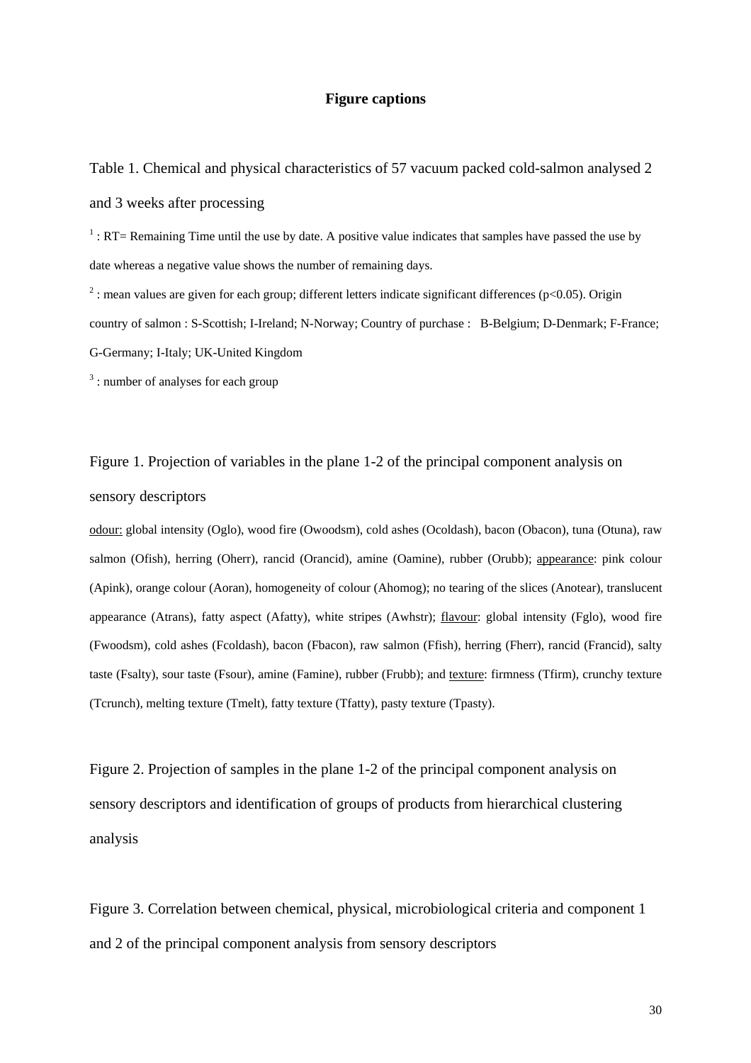# Figure captions

Table 1. Chemical and physical characteristics of 57 vacuum packed cold-salmon analysed 2 and 3 weeks after processing

[1] : RT= Remaining Time until the use by date. A positive value indicates that samples have passed the use by date whereas a negative value shows the number of remaining days.

[2] : mean values are given for each group; different letters indicate significant differences ($p<0.05$). Origin country of salmon : S-Scottish; I-Ireland; N-Norway; Country of purchase : B-Belgium; D-Denmark; F-France; G-Germany; I-Italy; UK-United Kingdom

[3] : number of analyses for each group

Figure 1. Projection of variables in the plane 1-2 of the principal component analysis on sensory descriptors

odour: global intensity (Oglo), wood fire (Owoodsm), cold ashes (Ocoldash), bacon (Obacon), tuna (Otuna), raw salmon (Ofish), herring (Oherr), rancid (Orancid), amine (Oamine), rubber (Orubb); appearance: pink colour (Apink), orange colour (Aoran), homogeneity of colour (Ahomog); no tearing of the slices (Anotear), translucent appearance (Atrans), fatty aspect (Afatty), white stripes (Awhstr); flavour: global intensity (Fglo), wood fire (Fwoodsm), cold ashes (Fcoldash), bacon (Fbacon), raw salmon (Ffish), herring (Fherr), rancid (Francid), salty taste (Fsalty), sour taste (Fsour), amine (Famine), rubber (Frubb); and texture: firmness (Tfirm), crunchy texture (Tcrunch), melting texture (Tmelt), fatty texture (Tfatty), pasty texture (Tpasty).

Figure 2. Projection of samples in the plane 1-2 of the principal component analysis on sensory descriptors and identification of groups of products from hierarchical clustering analysis

Figure 3. Correlation between chemical, physical, microbiological criteria and component 1 and 2 of the principal component analysis from sensory descriptors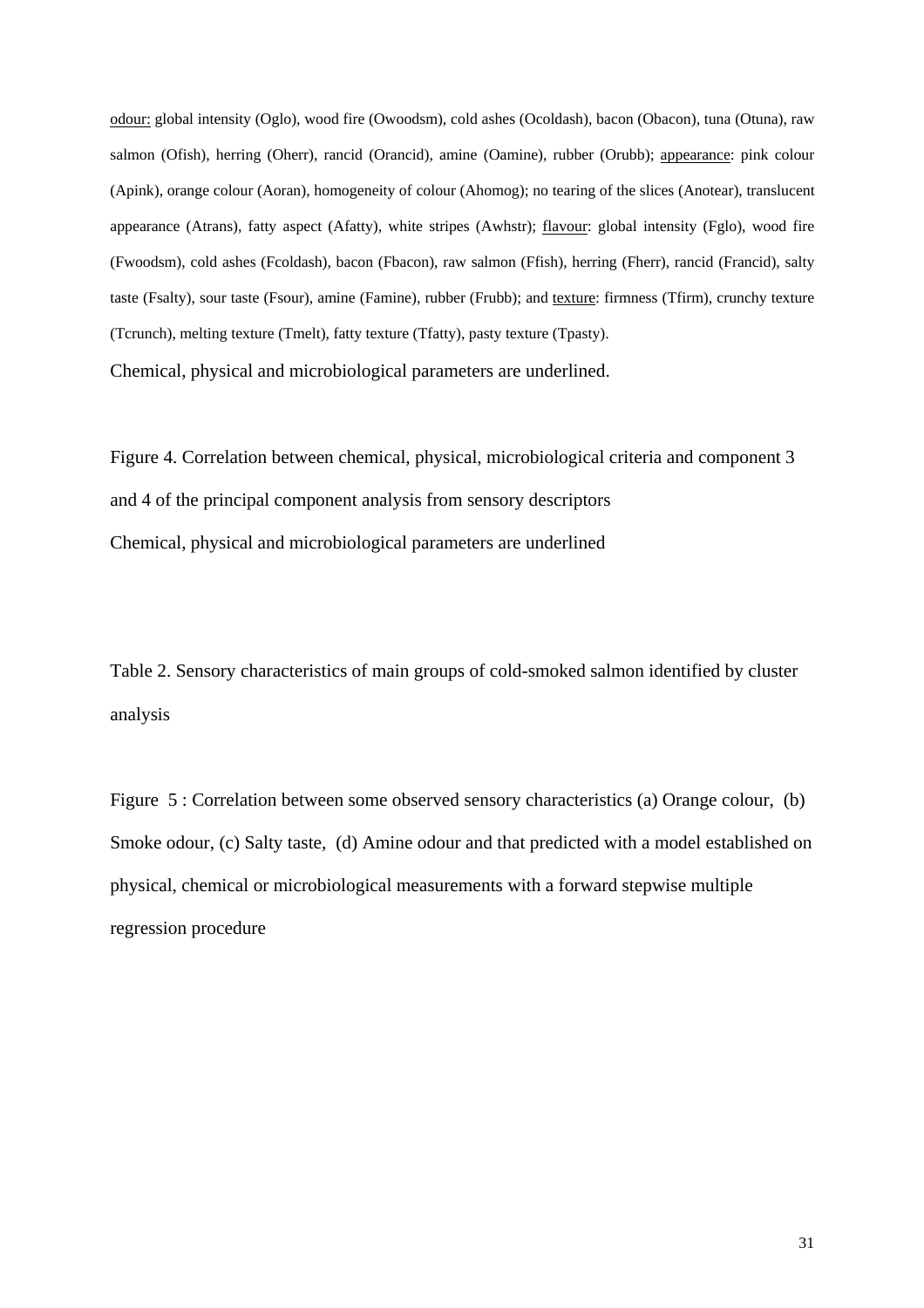odour: global intensity (Oglo), wood fire (Owoodsm), cold ashes (Ocoldash), bacon (Obacon), tuna (Otuna), raw salmon (Ofish), herring (Oherr), rancid (Orancid), amine (Oamine), rubber (Orubb); appearance: pink colour (Apink), orange colour (Aoran), homogeneity of colour (Ahomog); no tearing of the slices (Anotear), translucent appearance (Atrans), fatty aspect (Afatty), white stripes (Awhstr); flavour: global intensity (Fglo), wood fire (Fwoodsm), cold ashes (Fcoldash), bacon (Fbacon), raw salmon (Ffish), herring (Fherr), rancid (Francid), salty taste (Fsalty), sour taste (Fsour), amine (Famine), rubber (Frubb); and texture: firmness (Tfirm), crunchy texture (Tcrunch), melting texture (Tmelt), fatty texture (Tfatty), pasty texture (Tpasty).

Chemical, physical and microbiological parameters are underlined.

Figure 4. Correlation between chemical, physical, microbiological criteria and component 3 and 4 of the principal component analysis from sensory descriptors

Chemical, physical and microbiological parameters are underlined

Table 2. Sensory characteristics of main groups of cold-smoked salmon identified by cluster analysis

Figure 5 : Correlation between some observed sensory characteristics (a) Orange colour, (b) Smoke odour, (c) Salty taste, (d) Amine odour and that predicted with a model established on physical, chemical or microbiological measurements with a forward stepwise multiple regression procedure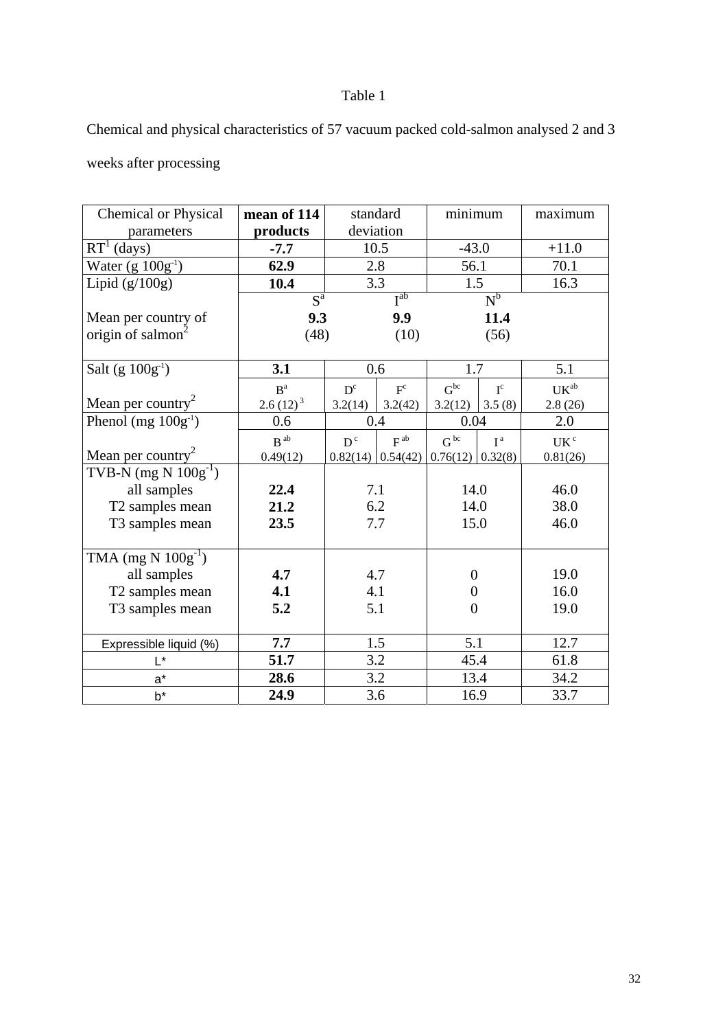Table 1

Chemical and physical characteristics of 57 vacuum packed cold-salmon analysed 2 and 3 weeks after processing

| Chemical or Physical parameters | **mean of 114 products** | standard deviation | | minimum | | maximum |
|---|---|---|---|---|---|---|
| RT[1] (days) | **-7.7** | 10.5 | | -43.0 | | +11.0 |
| Water (g $100g^{-1}$) | **62.9** | 2.8 | | 56.1 | | 70.1 |
| Lipid (g/100g) | **10.4** | 3.3 | | 1.5 | | 16.3 |
| Mean per country of origin of salmon[2] | $S^{a}$ **9.3** (48) | $I^{ab}$ **9.9** (10) | | $N^{b}$ **11.4** (56) | | |
| Salt (g $100g^{-1}$) | **3.1** | 0.6 | | 1.7 | | 5.1 |
| Mean per country[2] | $B^{a}$ 2.6 (12)[3] | $D^{c}$ 3.2(14) | $F^{c}$ 3.2(42) | $G^{bc}$ 3.2(12) | $I^{c}$ 3.5 (8) | $UK^{ab}$ 2.8 (26) |
| Phenol (mg $100g^{-1}$) | 0.6 | 0.4 | | 0.04 | | 2.0 |
| Mean per country[2] | $B^{ab}$ 0.49(12) | $D^{c}$ 0.82(14) | $F^{ab}$ 0.54(42) | $G^{bc}$ 0.76(12) | $I^{a}$ 0.32(8) | $UK^{c}$ 0.81(26) |
| TVB-N (mg N $100g^{-1}$) | | | | | | |
| all samples | **22.4** | 7.1 | | 14.0 | | 46.0 |
| T2 samples mean | **21.2** | 6.2 | | 14.0 | | 38.0 |
| T3 samples mean | **23.5** | 7.7 | | 15.0 | | 46.0 |
| TMA (mg N $100g^{-1}$) | | | | | | |
| all samples | **4.7** | 4.7 | | 0 | | 19.0 |
| T2 samples mean | **4.1** | 4.1 | | 0 | | 16.0 |
| T3 samples mean | **5.2** | 5.1 | | 0 | | 19.0 |
| Expressible liquid (%) | **7.7** | 1.5 | | 5.1 | | 12.7 |
| L* | **51.7** | 3.2 | | 45.4 | | 61.8 |
| a* | **28.6** | 3.2 | | 13.4 | | 34.2 |
| b* | **24.9** | 3.6 | | 16.9 | | 33.7 |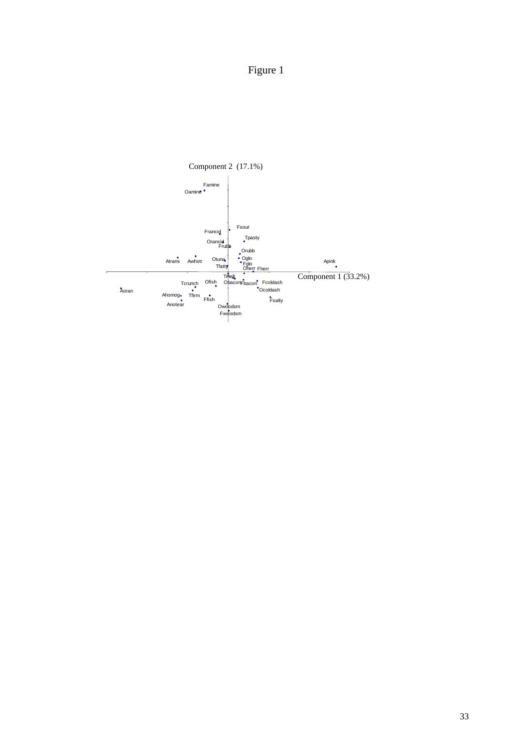Figure 1

Component 2 (17.1%)

Famine
Oamine

Fsour
Francid
Tpasty
Orancid
Frubb
Orubb
Atrans
Awhstr
Otuna
Oglo
Fglo
Apink
Tfatty
Oherr
Fherr

Component 1 (33.2%)

Tmelt
Ofish
Obacon
Fbacon
Fcoldash
Tcrunch
Ocoldash
Aoran
Ahomog
Tfirm
Ffish
Fsalty
Anotear
Owoodsm
Fwoodsm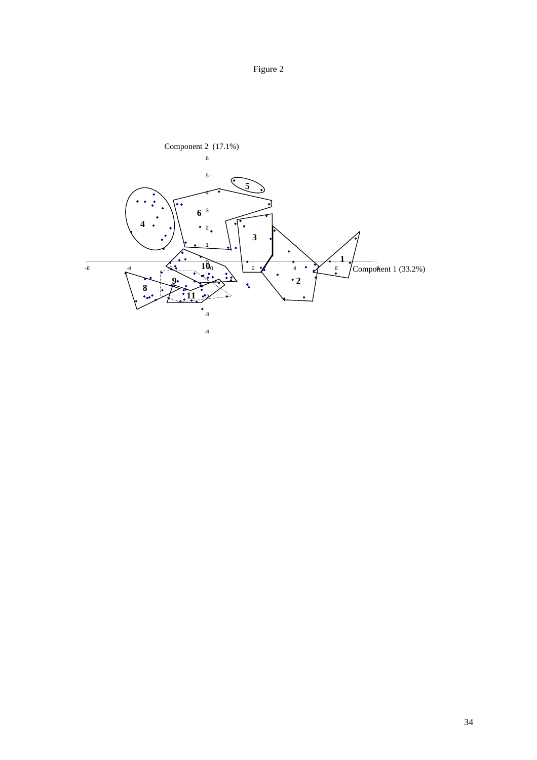Figure 2

Component 2 (17.1%)

Component 1 (33.2%)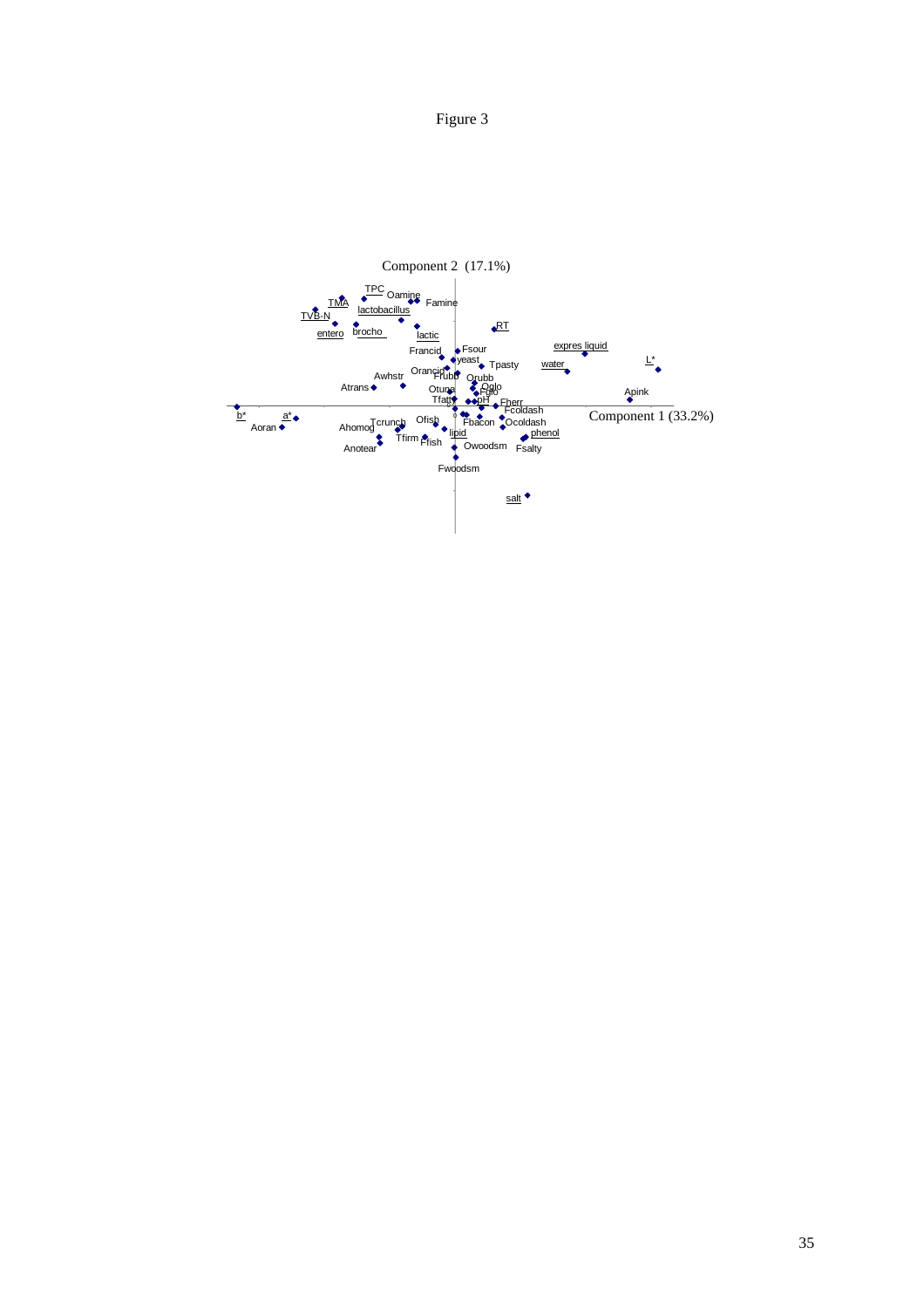Figure 3

Component 2 (17.1%)

TPC Oamine Famine TMA lactobacillus TVB-N entero brocho lactic RT Francid Fsour yeast Tpasty expres liquid water L* Awhstr Orancid Frubb Orubb Atrans Otuna Oglo Fglo Apink Tfatt pH Fherr Fcoldash b* a* Aoran Ahomog Tcrunch Ofish Fbacon Ocoldash lipid phenol Tfirm Ffish Owoodsm Fsalty Anotear Fwoodsm salt

Component 1 (33.2%)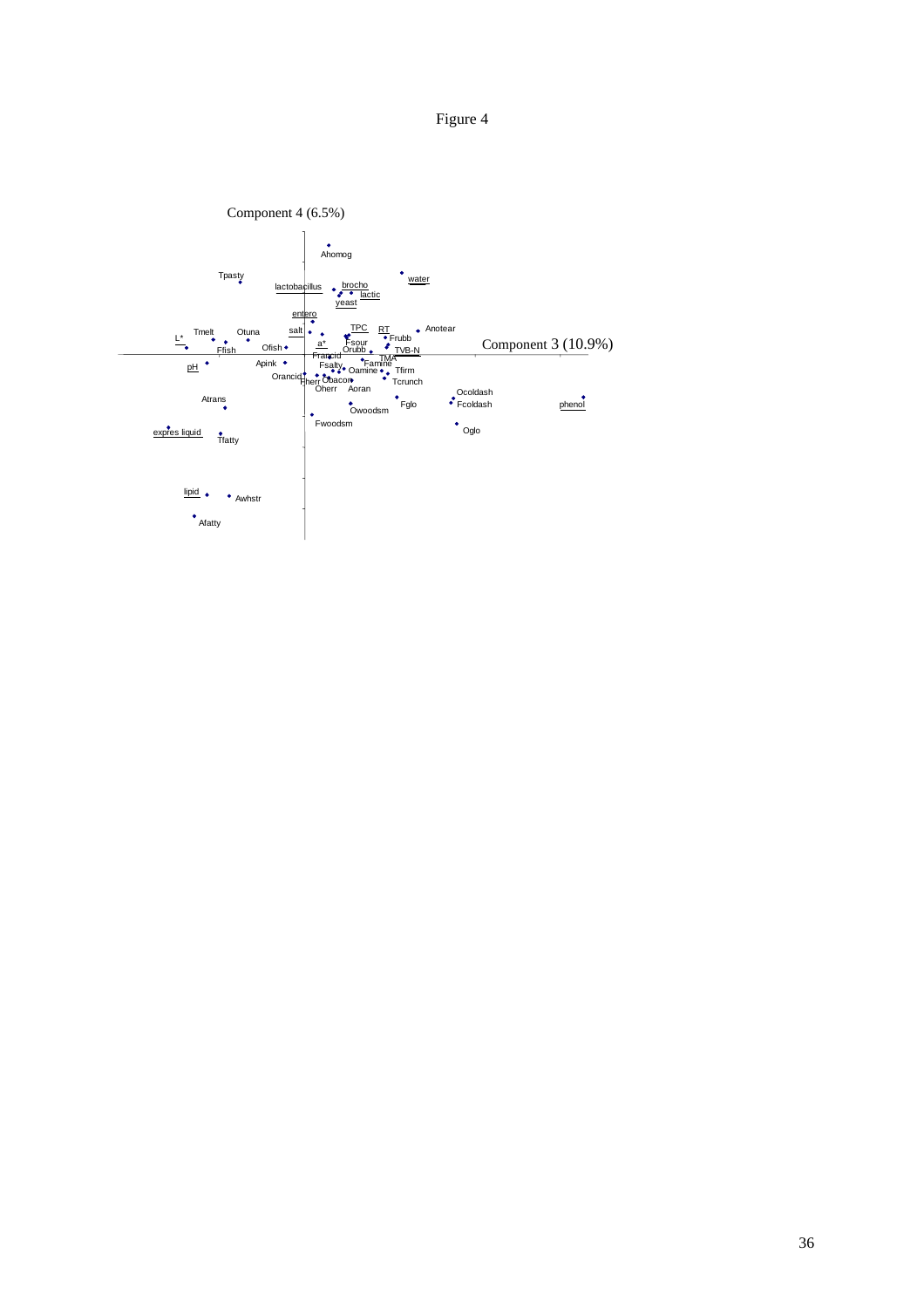Figure 4

Component 4 (6.5%)

Component 3 (10.9%)

Ahomog, Tpasty, water, lactobacillus, brocho, lactic, yeast, entero, salt, TPC, RT, Anotear, Tmelt, Otuna, L*, Frubb, a*, Fsour, Orubb, Ffish, Ofish, TVB-N, Francid, TMA, Apink, Famine, pH, Fsalty, Oamine, Tfirm, Orancid, Fherr, Obacon, Tcrunch, Oherr, Aoran, Ocoldash, Atrans, Fglo, Fcoldash, phenol, Owoodsm, Fwoodsm, Oglo, expres liquid, Tfatty, lipid, Awhstr, Afatty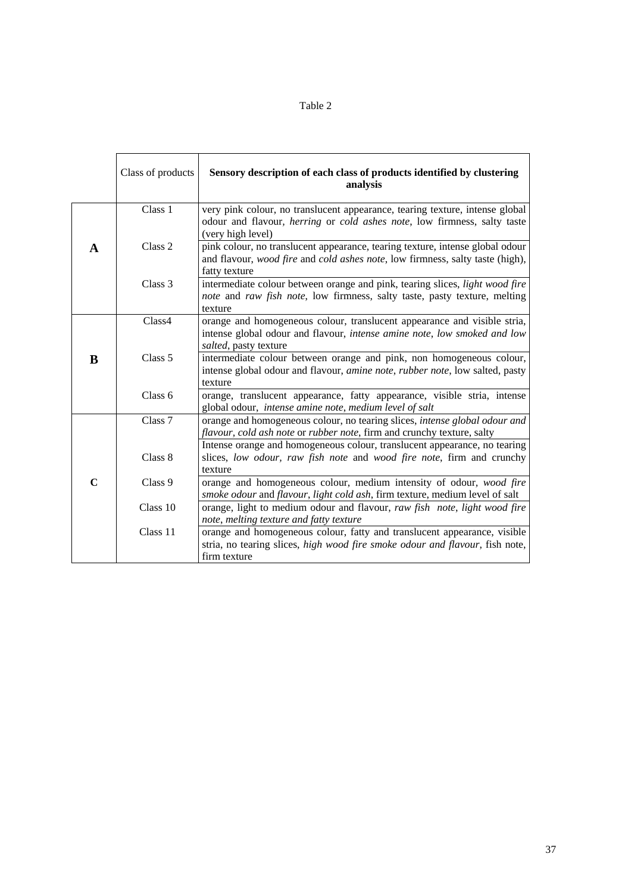Table 2

| | Class of products | **Sensory description of each class of products identified by clustering analysis** |
|---|---|---|
| **A** | Class 1 | very pink colour, no translucent appearance, tearing texture, intense global odour and flavour, *herring* or *cold ashes note*, low firmness, salty taste (very high level) |
| | Class 2 | pink colour, no translucent appearance, tearing texture, intense global odour and flavour, *wood fire* and *cold ashes note*, low firmness, salty taste (high), fatty texture |
| | Class 3 | intermediate colour between orange and pink, tearing slices, *light wood fire note* and *raw fish note*, low firmness, salty taste, pasty texture, melting texture |
| **B** | Class4 | orange and homogeneous colour, translucent appearance and visible stria, intense global odour and flavour, *intense amine note*, *low smoked and low salted*, pasty texture |
| | Class 5 | intermediate colour between orange and pink, non homogeneous colour, intense global odour and flavour, *amine note*, *rubber note*, low salted, pasty texture |
| | Class 6 | orange, translucent appearance, fatty appearance, visible stria, intense global odour, *intense amine note*, *medium level of salt* |
| **C** | Class 7 | orange and homogeneous colour, no tearing slices, *intense global odour and flavour*, *cold ash note* or *rubber note*, firm and crunchy texture, salty |
| | Class 8 | Intense orange and homogeneous colour, translucent appearance, no tearing slices, *low odour*, *raw fish note* and *wood fire note*, firm and crunchy texture |
| | Class 9 | orange and homogeneous colour, medium intensity of odour, *wood fire smoke odour* and *flavour*, *light cold ash*, firm texture, medium level of salt |
| | Class 10 | orange, light to medium odour and flavour, *raw fish note*, *light wood fire note*, *melting texture and fatty texture* |
| | Class 11 | orange and homogeneous colour, fatty and translucent appearance, visible stria, no tearing slices, *high wood fire smoke odour and flavour*, fish note, firm texture |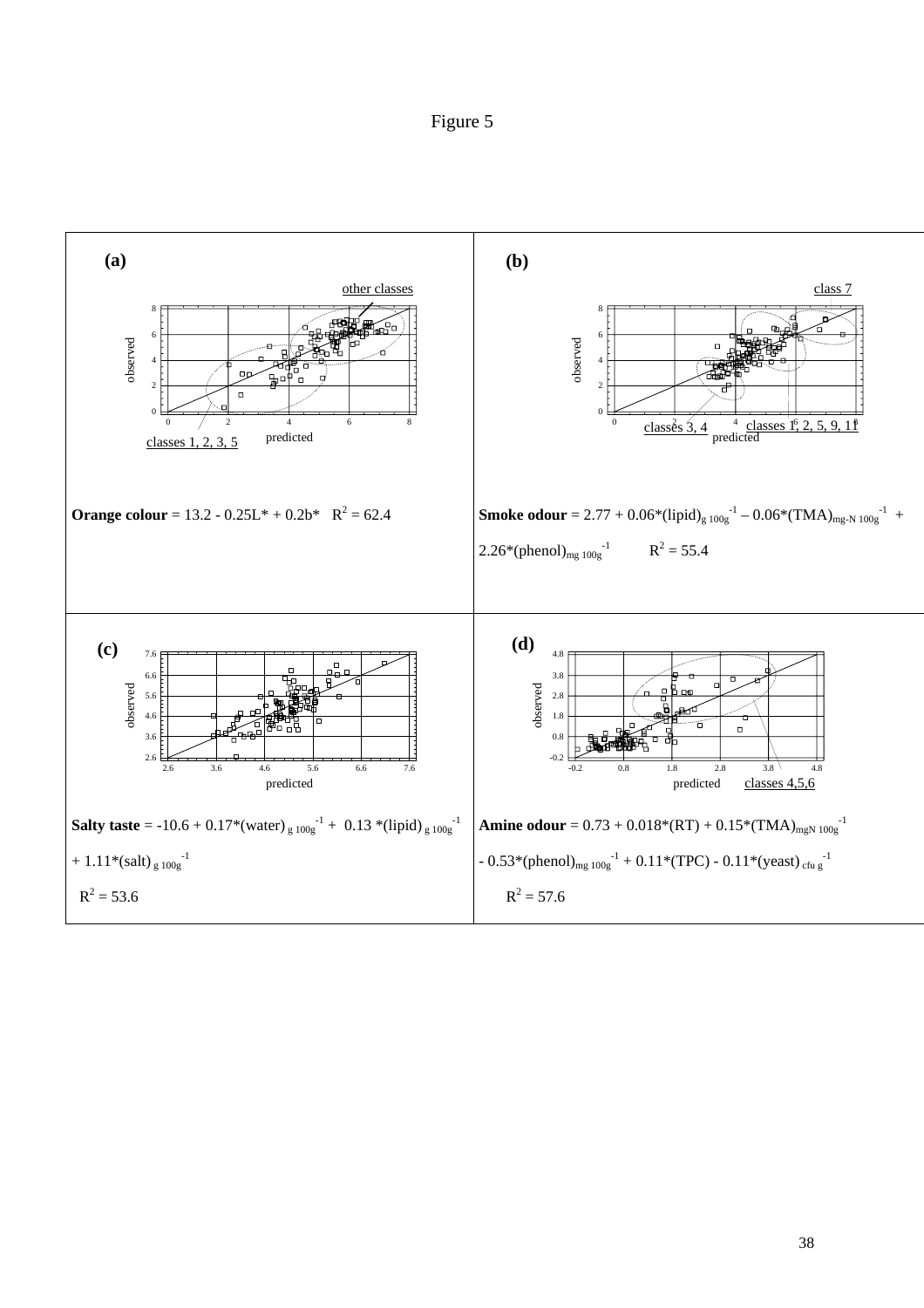Figure 5

**(a)**

other classes

observed

predicted

classes 1, 2, 3, 5

0 2 4 6 8

**Orange colour** = 13.2 - 0.25L* + 0.2b*   $R^2$ = 62.4

**(b)**

class 7

observed

classes 3, 4

predicted

classes 1, 2, 5, 9, 11

**Smoke odour** = 2.77 + 0.06*(lipid)$_{g\ 100g^{-1}}$ – 0.06*(TMA)$_{mg\text{-}N\ 100g^{-1}}$ + 2.26*(phenol)$_{mg\ 100g^{-1}}$    $R^2$ = 55.4

**(c)**

observed

predicted

2.6 3.6 4.6 5.6 6.6 7.6

**Salty taste** = -10.6 + 0.17*(water)$_{g\ 100g^{-1}}$ + 0.13 *(lipid)$_{g\ 100g^{-1}}$ + 1.11*(salt)$_{g\ 100g^{-1}}$

$R^2$ = 53.6

**(d)**

observed

predicted

classes 4,5,6

-0.2 0.8 1.8 2.8 3.8 4.8

**Amine odour** = 0.73 + 0.018*(RT) + 0.15*(TMA)$_{mgN\ 100g^{-1}}$ - 0.53*(phenol)$_{mg\ 100g^{-1}}$ + 0.11*(TPC) - 0.11*(yeast)$_{cfu\ g^{-1}}$

$R^2$ = 57.6